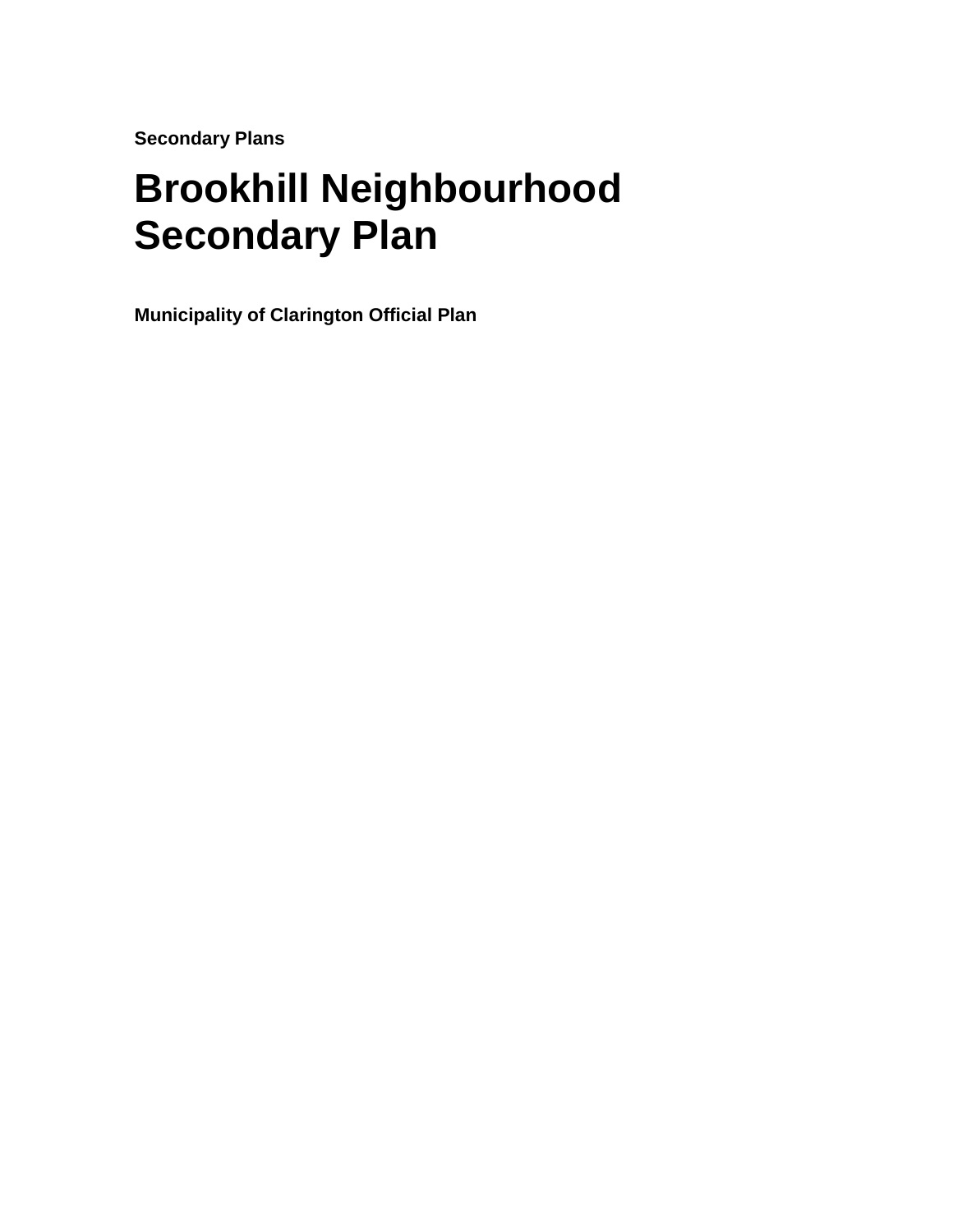**Secondary Plans**

# Brookhill Neighbourhood Secondary Plan

**Municipality of Clarington Official Plan**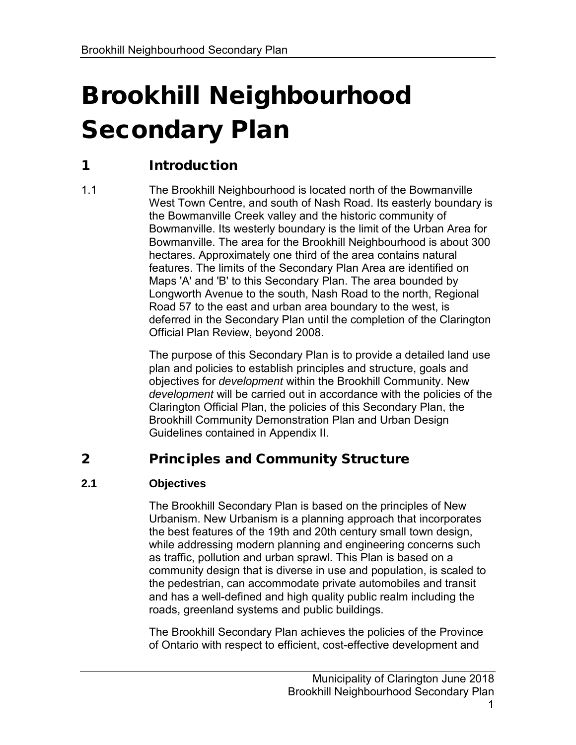# Brookhill Neighbourhood Secondary Plan

## 1 Introduction

1.1 The Brookhill Neighbourhood is located north of the Bowmanville West Town Centre, and south of Nash Road. Its easterly boundary is the Bowmanville Creek valley and the historic community of Bowmanville. Its westerly boundary is the limit of the Urban Area for Bowmanville. The area for the Brookhill Neighbourhood is about 300 hectares. Approximately one third of the area contains natural features. The limits of the Secondary Plan Area are identified on Maps 'A' and 'B' to this Secondary Plan. The area bounded by Longworth Avenue to the south, Nash Road to the north, Regional Road 57 to the east and urban area boundary to the west, is deferred in the Secondary Plan until the completion of the Clarington Official Plan Review, beyond 2008.

The purpose of this Secondary Plan is to provide a detailed land use plan and policies to establish principles and structure, goals and objectives for *development* within the Brookhill Community. New *development* will be carried out in accordance with the policies of the Clarington Official Plan, the policies of this Secondary Plan, the Brookhill Community Demonstration Plan and Urban Design Guidelines contained in Appendix II.

## 2 Principles and Community Structure

### 2.1 Objectives

The Brookhill Secondary Plan is based on the principles of New Urbanism. New Urbanism is a planning approach that incorporates the best features of the 19th and 20th century small town design, while addressing modern planning and engineering concerns such as traffic, pollution and urban sprawl. This Plan is based on a community design that is diverse in use and population, is scaled to the pedestrian, can accommodate private automobiles and transit and has a well-defined and high quality public realm including the roads, greenland systems and public buildings.

The Brookhill Secondary Plan achieves the policies of the Province of Ontario with respect to efficient, cost-effective development and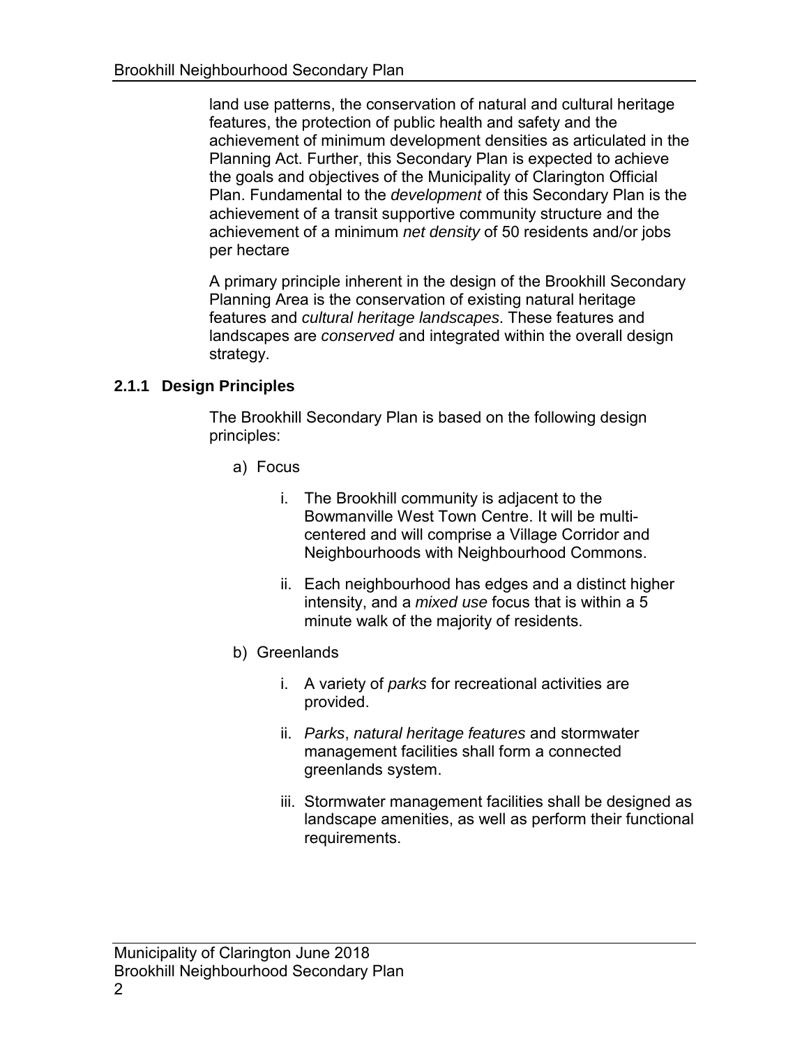land use patterns, the conservation of natural and cultural heritage features, the protection of public health and safety and the achievement of minimum development densities as articulated in the Planning Act. Further, this Secondary Plan is expected to achieve the goals and objectives of the Municipality of Clarington Official Plan. Fundamental to the *development* of this Secondary Plan is the achievement of a transit supportive community structure and the achievement of a minimum *net density* of 50 residents and/or jobs per hectare

A primary principle inherent in the design of the Brookhill Secondary Planning Area is the conservation of existing natural heritage features and *cultural heritage landscapes*. These features and landscapes are *conserved* and integrated within the overall design strategy.

### 2.1.1 Design Principles

The Brookhill Secondary Plan is based on the following design principles:

a) Focus

   i. The Brookhill community is adjacent to the Bowmanville West Town Centre. It will be multi-centered and will comprise a Village Corridor and Neighbourhoods with Neighbourhood Commons.

   ii. Each neighbourhood has edges and a distinct higher intensity, and a *mixed use* focus that is within a 5 minute walk of the majority of residents.

b) Greenlands

   i. A variety of *parks* for recreational activities are provided.

   ii. *Parks*, *natural heritage features* and stormwater management facilities shall form a connected greenlands system.

   iii. Stormwater management facilities shall be designed as landscape amenities, as well as perform their functional requirements.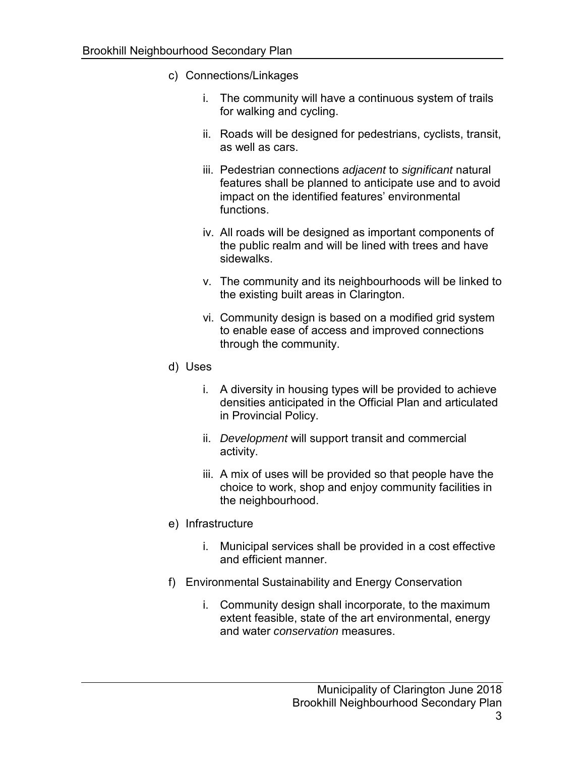c) Connections/Linkages

   i. The community will have a continuous system of trails for walking and cycling.

   ii. Roads will be designed for pedestrians, cyclists, transit, as well as cars.

   iii. Pedestrian connections *adjacent* to *significant* natural features shall be planned to anticipate use and to avoid impact on the identified features' environmental functions.

   iv. All roads will be designed as important components of the public realm and will be lined with trees and have sidewalks.

   v. The community and its neighbourhoods will be linked to the existing built areas in Clarington.

   vi. Community design is based on a modified grid system to enable ease of access and improved connections through the community.

d) Uses

   i. A diversity in housing types will be provided to achieve densities anticipated in the Official Plan and articulated in Provincial Policy.

   ii. *Development* will support transit and commercial activity.

   iii. A mix of uses will be provided so that people have the choice to work, shop and enjoy community facilities in the neighbourhood.

e) Infrastructure

   i. Municipal services shall be provided in a cost effective and efficient manner.

f) Environmental Sustainability and Energy Conservation

   i. Community design shall incorporate, to the maximum extent feasible, state of the art environmental, energy and water *conservation* measures.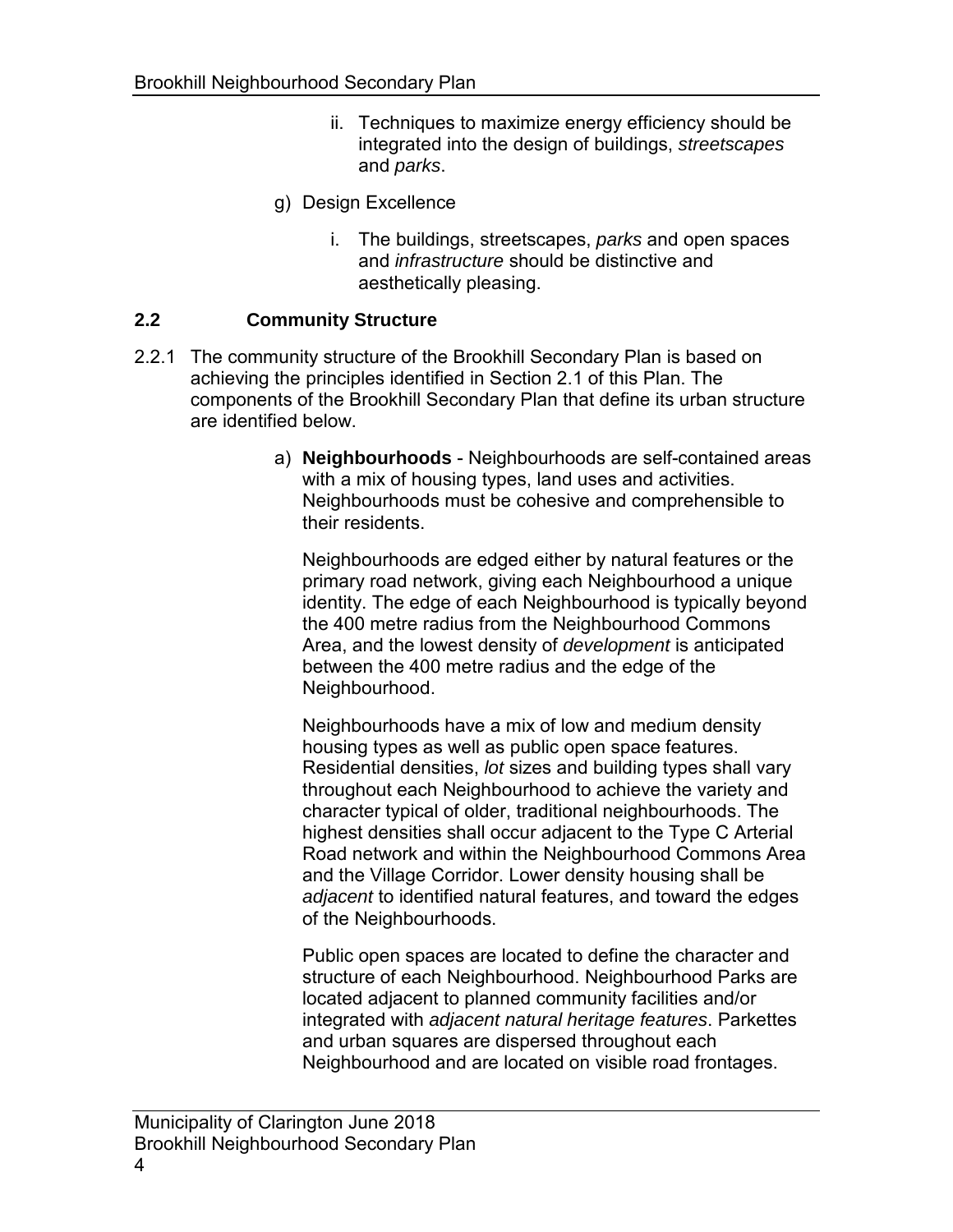ii. Techniques to maximize energy efficiency should be integrated into the design of buildings, *streetscapes* and *parks*.

g) Design Excellence

i. The buildings, streetscapes, *parks* and open spaces and *infrastructure* should be distinctive and aesthetically pleasing.

## 2.2 Community Structure

2.2.1 The community structure of the Brookhill Secondary Plan is based on achieving the principles identified in Section 2.1 of this Plan. The components of the Brookhill Secondary Plan that define its urban structure are identified below.

a) **Neighbourhoods** - Neighbourhoods are self-contained areas with a mix of housing types, land uses and activities. Neighbourhoods must be cohesive and comprehensible to their residents.

Neighbourhoods are edged either by natural features or the primary road network, giving each Neighbourhood a unique identity. The edge of each Neighbourhood is typically beyond the 400 metre radius from the Neighbourhood Commons Area, and the lowest density of *development* is anticipated between the 400 metre radius and the edge of the Neighbourhood.

Neighbourhoods have a mix of low and medium density housing types as well as public open space features. Residential densities, *lot* sizes and building types shall vary throughout each Neighbourhood to achieve the variety and character typical of older, traditional neighbourhoods. The highest densities shall occur adjacent to the Type C Arterial Road network and within the Neighbourhood Commons Area and the Village Corridor. Lower density housing shall be *adjacent* to identified natural features, and toward the edges of the Neighbourhoods.

Public open spaces are located to define the character and structure of each Neighbourhood. Neighbourhood Parks are located adjacent to planned community facilities and/or integrated with *adjacent natural heritage features*. Parkettes and urban squares are dispersed throughout each Neighbourhood and are located on visible road frontages.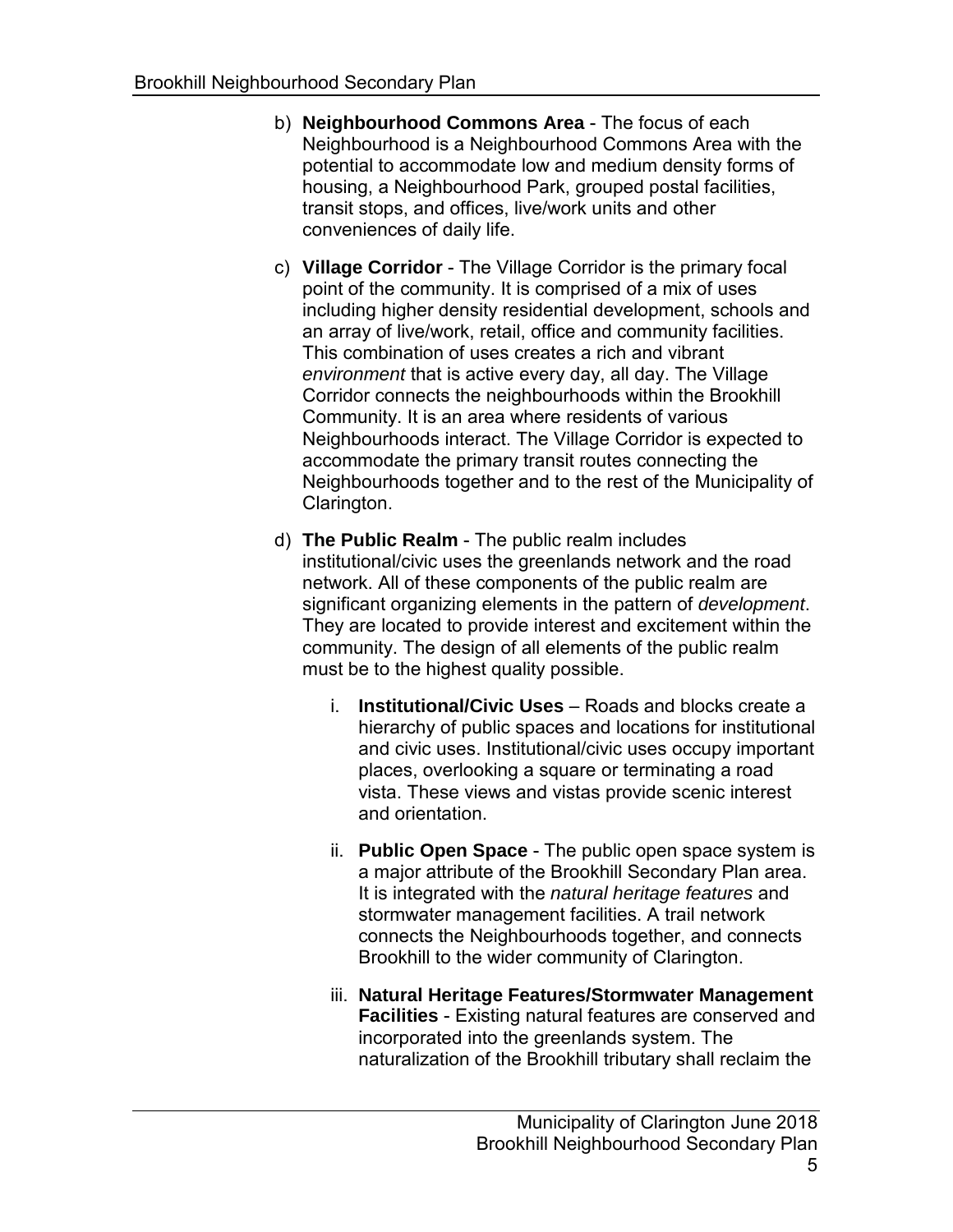b) **Neighbourhood Commons Area** - The focus of each Neighbourhood is a Neighbourhood Commons Area with the potential to accommodate low and medium density forms of housing, a Neighbourhood Park, grouped postal facilities, transit stops, and offices, live/work units and other conveniences of daily life.

c) **Village Corridor** - The Village Corridor is the primary focal point of the community. It is comprised of a mix of uses including higher density residential development, schools and an array of live/work, retail, office and community facilities. This combination of uses creates a rich and vibrant *environment* that is active every day, all day. The Village Corridor connects the neighbourhoods within the Brookhill Community. It is an area where residents of various Neighbourhoods interact. The Village Corridor is expected to accommodate the primary transit routes connecting the Neighbourhoods together and to the rest of the Municipality of Clarington.

d) **The Public Realm** - The public realm includes institutional/civic uses the greenlands network and the road network. All of these components of the public realm are significant organizing elements in the pattern of *development*. They are located to provide interest and excitement within the community. The design of all elements of the public realm must be to the highest quality possible.

   i. **Institutional/Civic Uses** – Roads and blocks create a hierarchy of public spaces and locations for institutional and civic uses. Institutional/civic uses occupy important places, overlooking a square or terminating a road vista. These views and vistas provide scenic interest and orientation.

   ii. **Public Open Space** - The public open space system is a major attribute of the Brookhill Secondary Plan area. It is integrated with the *natural heritage features* and stormwater management facilities. A trail network connects the Neighbourhoods together, and connects Brookhill to the wider community of Clarington.

   iii. **Natural Heritage Features/Stormwater Management Facilities** - Existing natural features are conserved and incorporated into the greenlands system. The naturalization of the Brookhill tributary shall reclaim the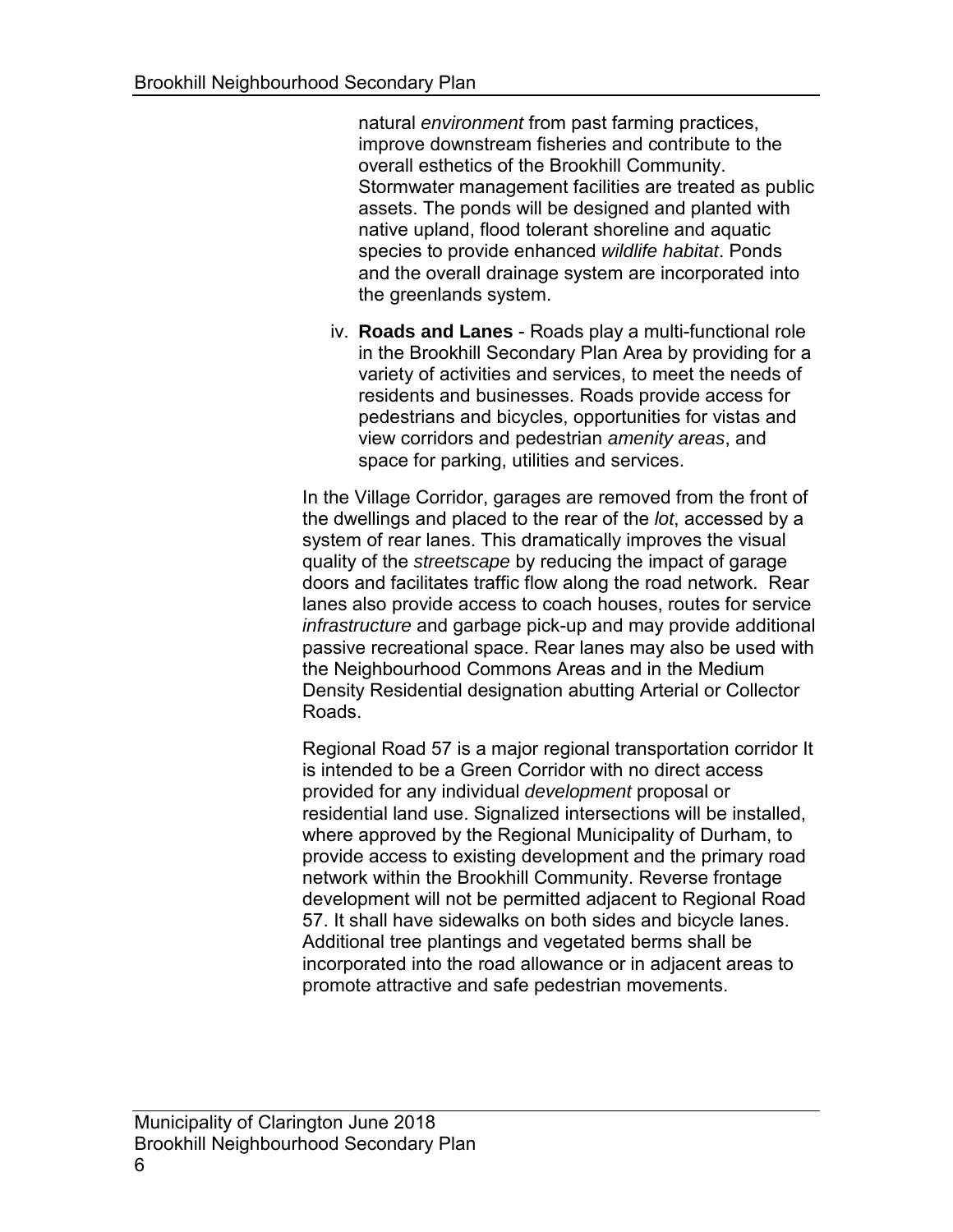natural *environment* from past farming practices, improve downstream fisheries and contribute to the overall esthetics of the Brookhill Community. Stormwater management facilities are treated as public assets. The ponds will be designed and planted with native upland, flood tolerant shoreline and aquatic species to provide enhanced *wildlife habitat*. Ponds and the overall drainage system are incorporated into the greenlands system.

iv. **Roads and Lanes** - Roads play a multi-functional role in the Brookhill Secondary Plan Area by providing for a variety of activities and services, to meet the needs of residents and businesses. Roads provide access for pedestrians and bicycles, opportunities for vistas and view corridors and pedestrian *amenity areas*, and space for parking, utilities and services.

In the Village Corridor, garages are removed from the front of the dwellings and placed to the rear of the *lot*, accessed by a system of rear lanes. This dramatically improves the visual quality of the *streetscape* by reducing the impact of garage doors and facilitates traffic flow along the road network. Rear lanes also provide access to coach houses, routes for service *infrastructure* and garbage pick-up and may provide additional passive recreational space. Rear lanes may also be used with the Neighbourhood Commons Areas and in the Medium Density Residential designation abutting Arterial or Collector Roads.

Regional Road 57 is a major regional transportation corridor It is intended to be a Green Corridor with no direct access provided for any individual *development* proposal or residential land use. Signalized intersections will be installed, where approved by the Regional Municipality of Durham, to provide access to existing development and the primary road network within the Brookhill Community. Reverse frontage development will not be permitted adjacent to Regional Road 57. It shall have sidewalks on both sides and bicycle lanes. Additional tree plantings and vegetated berms shall be incorporated into the road allowance or in adjacent areas to promote attractive and safe pedestrian movements.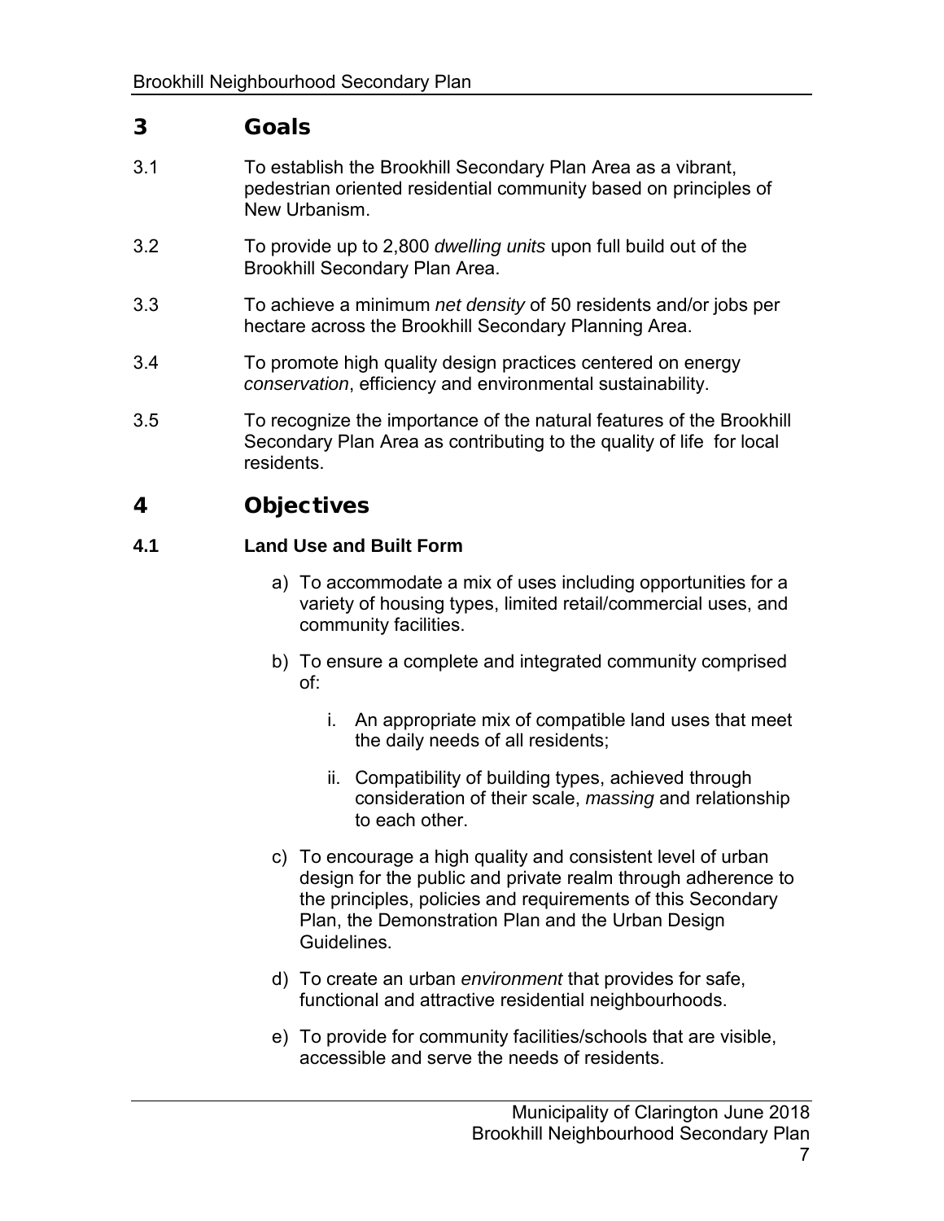# 3 Goals

3.1 To establish the Brookhill Secondary Plan Area as a vibrant, pedestrian oriented residential community based on principles of New Urbanism.

3.2 To provide up to 2,800 *dwelling units* upon full build out of the Brookhill Secondary Plan Area.

3.3 To achieve a minimum *net density* of 50 residents and/or jobs per hectare across the Brookhill Secondary Planning Area.

3.4 To promote high quality design practices centered on energy *conservation*, efficiency and environmental sustainability.

3.5 To recognize the importance of the natural features of the Brookhill Secondary Plan Area as contributing to the quality of life for local residents.

# 4 Objectives

## 4.1 Land Use and Built Form

a) To accommodate a mix of uses including opportunities for a variety of housing types, limited retail/commercial uses, and community facilities.

b) To ensure a complete and integrated community comprised of:

   i. An appropriate mix of compatible land uses that meet the daily needs of all residents;

   ii. Compatibility of building types, achieved through consideration of their scale, *massing* and relationship to each other.

c) To encourage a high quality and consistent level of urban design for the public and private realm through adherence to the principles, policies and requirements of this Secondary Plan, the Demonstration Plan and the Urban Design Guidelines.

d) To create an urban *environment* that provides for safe, functional and attractive residential neighbourhoods.

e) To provide for community facilities/schools that are visible, accessible and serve the needs of residents.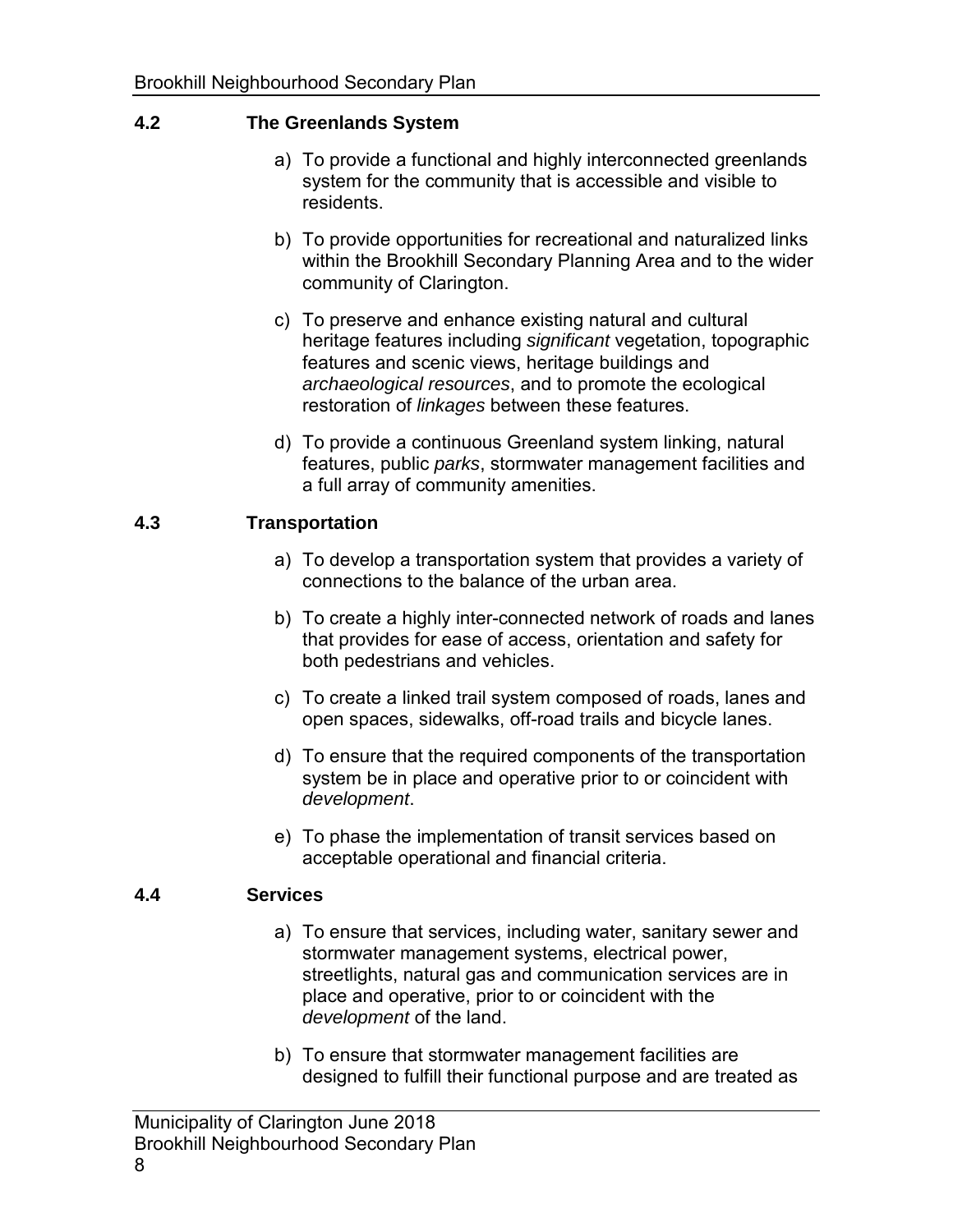### 4.2 The Greenlands System

a) To provide a functional and highly interconnected greenlands system for the community that is accessible and visible to residents.

b) To provide opportunities for recreational and naturalized links within the Brookhill Secondary Planning Area and to the wider community of Clarington.

c) To preserve and enhance existing natural and cultural heritage features including *significant* vegetation, topographic features and scenic views, heritage buildings and *archaeological resources*, and to promote the ecological restoration of *linkages* between these features.

d) To provide a continuous Greenland system linking, natural features, public *parks*, stormwater management facilities and a full array of community amenities.

### 4.3 Transportation

a) To develop a transportation system that provides a variety of connections to the balance of the urban area.

b) To create a highly inter-connected network of roads and lanes that provides for ease of access, orientation and safety for both pedestrians and vehicles.

c) To create a linked trail system composed of roads, lanes and open spaces, sidewalks, off-road trails and bicycle lanes.

d) To ensure that the required components of the transportation system be in place and operative prior to or coincident with *development*.

e) To phase the implementation of transit services based on acceptable operational and financial criteria.

### 4.4 Services

a) To ensure that services, including water, sanitary sewer and stormwater management systems, electrical power, streetlights, natural gas and communication services are in place and operative, prior to or coincident with the *development* of the land.

b) To ensure that stormwater management facilities are designed to fulfill their functional purpose and are treated as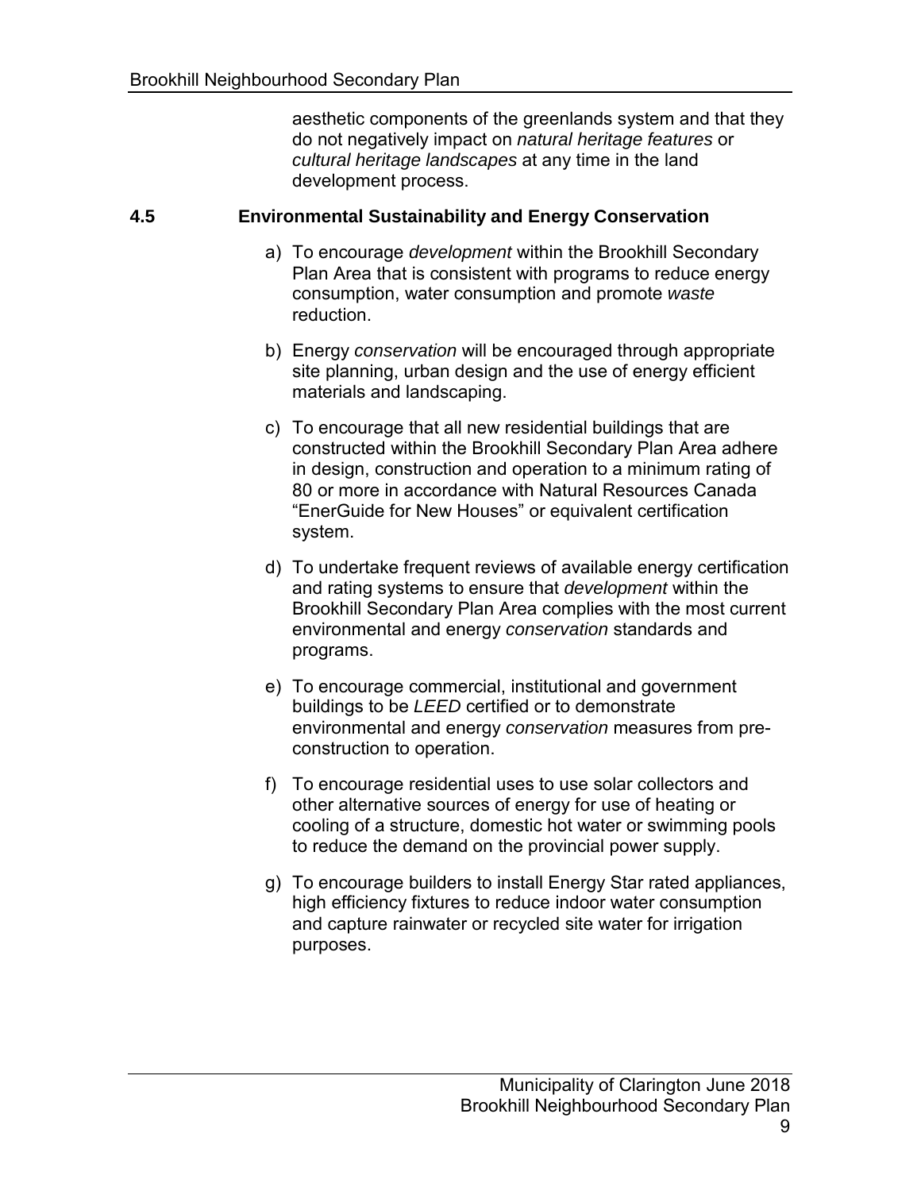aesthetic components of the greenlands system and that they do not negatively impact on *natural heritage features* or *cultural heritage landscapes* at any time in the land development process.

## 4.5 Environmental Sustainability and Energy Conservation

a) To encourage *development* within the Brookhill Secondary Plan Area that is consistent with programs to reduce energy consumption, water consumption and promote *waste* reduction.

b) Energy *conservation* will be encouraged through appropriate site planning, urban design and the use of energy efficient materials and landscaping.

c) To encourage that all new residential buildings that are constructed within the Brookhill Secondary Plan Area adhere in design, construction and operation to a minimum rating of 80 or more in accordance with Natural Resources Canada "EnerGuide for New Houses" or equivalent certification system.

d) To undertake frequent reviews of available energy certification and rating systems to ensure that *development* within the Brookhill Secondary Plan Area complies with the most current environmental and energy *conservation* standards and programs.

e) To encourage commercial, institutional and government buildings to be *LEED* certified or to demonstrate environmental and energy *conservation* measures from pre-construction to operation.

f) To encourage residential uses to use solar collectors and other alternative sources of energy for use of heating or cooling of a structure, domestic hot water or swimming pools to reduce the demand on the provincial power supply.

g) To encourage builders to install Energy Star rated appliances, high efficiency fixtures to reduce indoor water consumption and capture rainwater or recycled site water for irrigation purposes.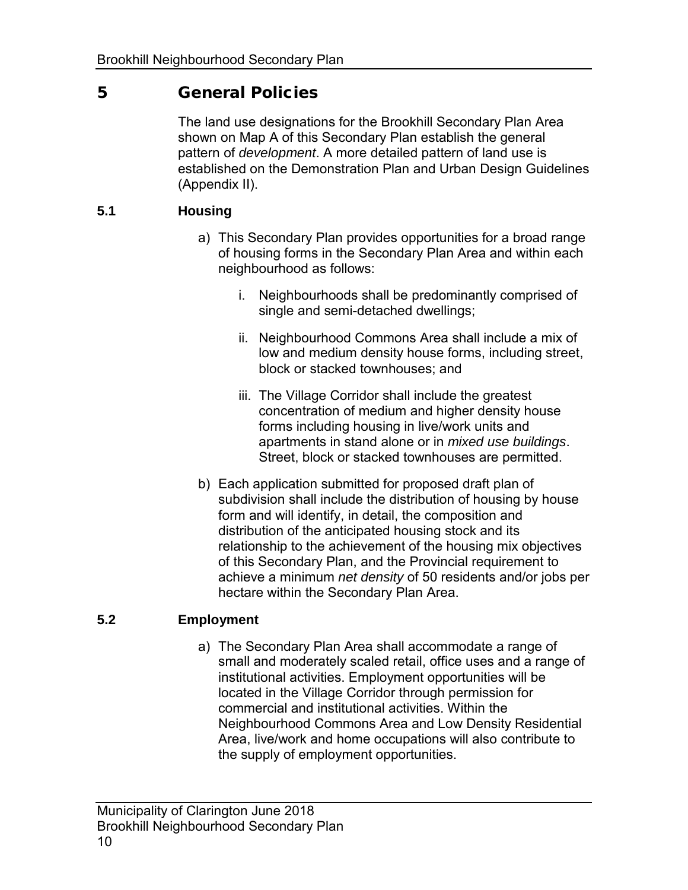# 5 General Policies

The land use designations for the Brookhill Secondary Plan Area shown on Map A of this Secondary Plan establish the general pattern of *development*. A more detailed pattern of land use is established on the Demonstration Plan and Urban Design Guidelines (Appendix II).

## 5.1 Housing

a) This Secondary Plan provides opportunities for a broad range of housing forms in the Secondary Plan Area and within each neighbourhood as follows:

   i. Neighbourhoods shall be predominantly comprised of single and semi-detached dwellings;

   ii. Neighbourhood Commons Area shall include a mix of low and medium density house forms, including street, block or stacked townhouses; and

   iii. The Village Corridor shall include the greatest concentration of medium and higher density house forms including housing in live/work units and apartments in stand alone or in *mixed use buildings*. Street, block or stacked townhouses are permitted.

b) Each application submitted for proposed draft plan of subdivision shall include the distribution of housing by house form and will identify, in detail, the composition and distribution of the anticipated housing stock and its relationship to the achievement of the housing mix objectives of this Secondary Plan, and the Provincial requirement to achieve a minimum *net density* of 50 residents and/or jobs per hectare within the Secondary Plan Area.

## 5.2 Employment

a) The Secondary Plan Area shall accommodate a range of small and moderately scaled retail, office uses and a range of institutional activities. Employment opportunities will be located in the Village Corridor through permission for commercial and institutional activities. Within the Neighbourhood Commons Area and Low Density Residential Area, live/work and home occupations will also contribute to the supply of employment opportunities.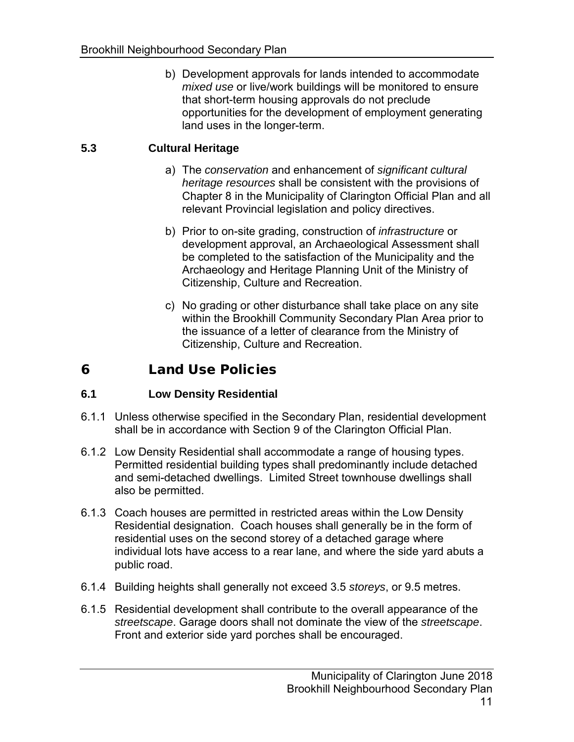b) Development approvals for lands intended to accommodate *mixed use* or live/work buildings will be monitored to ensure that short-term housing approvals do not preclude opportunities for the development of employment generating land uses in the longer-term.

### 5.3 Cultural Heritage

a) The *conservation* and enhancement of *significant cultural heritage resources* shall be consistent with the provisions of Chapter 8 in the Municipality of Clarington Official Plan and all relevant Provincial legislation and policy directives.

b) Prior to on-site grading, construction of *infrastructure* or development approval, an Archaeological Assessment shall be completed to the satisfaction of the Municipality and the Archaeology and Heritage Planning Unit of the Ministry of Citizenship, Culture and Recreation.

c) No grading or other disturbance shall take place on any site within the Brookhill Community Secondary Plan Area prior to the issuance of a letter of clearance from the Ministry of Citizenship, Culture and Recreation.

## 6 Land Use Policies

### 6.1 Low Density Residential

6.1.1 Unless otherwise specified in the Secondary Plan, residential development shall be in accordance with Section 9 of the Clarington Official Plan.

6.1.2 Low Density Residential shall accommodate a range of housing types. Permitted residential building types shall predominantly include detached and semi-detached dwellings. Limited Street townhouse dwellings shall also be permitted.

6.1.3 Coach houses are permitted in restricted areas within the Low Density Residential designation. Coach houses shall generally be in the form of residential uses on the second storey of a detached garage where individual lots have access to a rear lane, and where the side yard abuts a public road.

6.1.4 Building heights shall generally not exceed 3.5 *storeys*, or 9.5 metres.

6.1.5 Residential development shall contribute to the overall appearance of the *streetscape*. Garage doors shall not dominate the view of the *streetscape*. Front and exterior side yard porches shall be encouraged.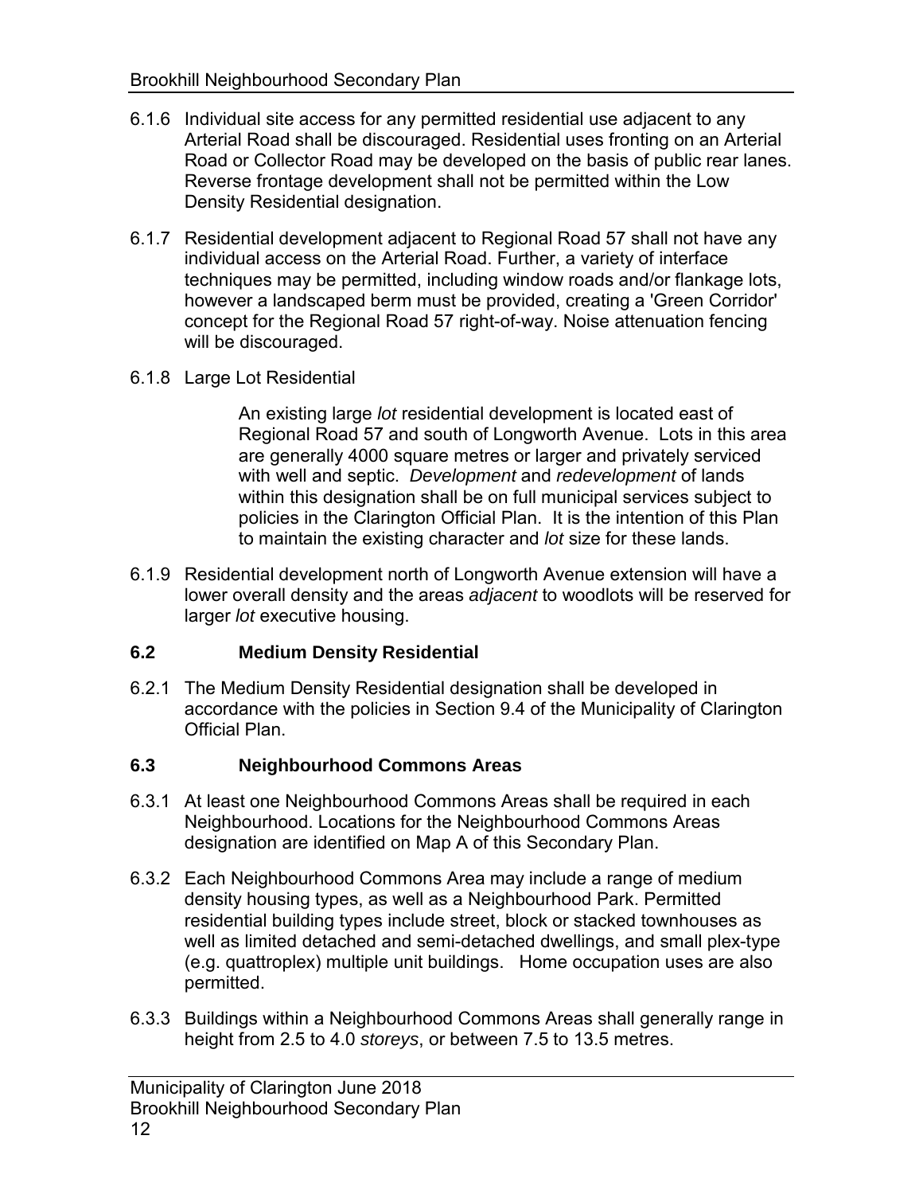6.1.6 Individual site access for any permitted residential use adjacent to any Arterial Road shall be discouraged. Residential uses fronting on an Arterial Road or Collector Road may be developed on the basis of public rear lanes. Reverse frontage development shall not be permitted within the Low Density Residential designation.

6.1.7 Residential development adjacent to Regional Road 57 shall not have any individual access on the Arterial Road. Further, a variety of interface techniques may be permitted, including window roads and/or flankage lots, however a landscaped berm must be provided, creating a 'Green Corridor' concept for the Regional Road 57 right-of-way. Noise attenuation fencing will be discouraged.

6.1.8 Large Lot Residential

An existing large *lot* residential development is located east of Regional Road 57 and south of Longworth Avenue. Lots in this area are generally 4000 square metres or larger and privately serviced with well and septic. *Development* and *redevelopment* of lands within this designation shall be on full municipal services subject to policies in the Clarington Official Plan. It is the intention of this Plan to maintain the existing character and *lot* size for these lands.

6.1.9 Residential development north of Longworth Avenue extension will have a lower overall density and the areas *adjacent* to woodlots will be reserved for larger *lot* executive housing.

### 6.2 Medium Density Residential

6.2.1 The Medium Density Residential designation shall be developed in accordance with the policies in Section 9.4 of the Municipality of Clarington Official Plan.

### 6.3 Neighbourhood Commons Areas

6.3.1 At least one Neighbourhood Commons Areas shall be required in each Neighbourhood. Locations for the Neighbourhood Commons Areas designation are identified on Map A of this Secondary Plan.

6.3.2 Each Neighbourhood Commons Area may include a range of medium density housing types, as well as a Neighbourhood Park. Permitted residential building types include street, block or stacked townhouses as well as limited detached and semi-detached dwellings, and small plex-type (e.g. quattroplex) multiple unit buildings. Home occupation uses are also permitted.

6.3.3 Buildings within a Neighbourhood Commons Areas shall generally range in height from 2.5 to 4.0 *storeys*, or between 7.5 to 13.5 metres.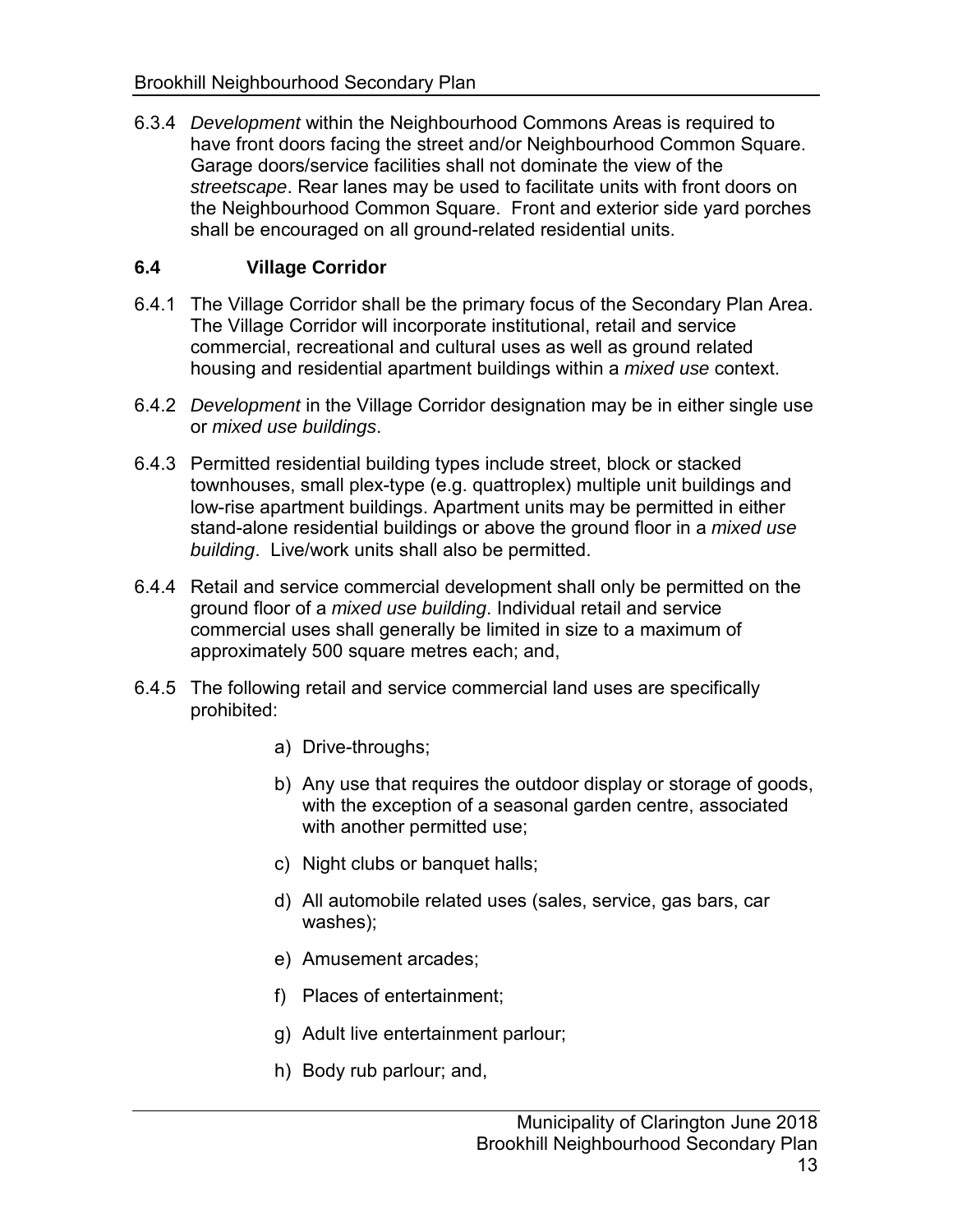6.3.4 *Development* within the Neighbourhood Commons Areas is required to have front doors facing the street and/or Neighbourhood Common Square. Garage doors/service facilities shall not dominate the view of the *streetscape*. Rear lanes may be used to facilitate units with front doors on the Neighbourhood Common Square. Front and exterior side yard porches shall be encouraged on all ground-related residential units.

### 6.4 Village Corridor

6.4.1 The Village Corridor shall be the primary focus of the Secondary Plan Area. The Village Corridor will incorporate institutional, retail and service commercial, recreational and cultural uses as well as ground related housing and residential apartment buildings within a *mixed use* context.

6.4.2 *Development* in the Village Corridor designation may be in either single use or *mixed use buildings*.

6.4.3 Permitted residential building types include street, block or stacked townhouses, small plex-type (e.g. quattroplex) multiple unit buildings and low-rise apartment buildings. Apartment units may be permitted in either stand-alone residential buildings or above the ground floor in a *mixed use building*. Live/work units shall also be permitted.

6.4.4 Retail and service commercial development shall only be permitted on the ground floor of a *mixed use building*. Individual retail and service commercial uses shall generally be limited in size to a maximum of approximately 500 square metres each; and,

6.4.5 The following retail and service commercial land uses are specifically prohibited:

a) Drive-throughs;

b) Any use that requires the outdoor display or storage of goods, with the exception of a seasonal garden centre, associated with another permitted use;

c) Night clubs or banquet halls;

d) All automobile related uses (sales, service, gas bars, car washes);

e) Amusement arcades;

f) Places of entertainment;

g) Adult live entertainment parlour;

h) Body rub parlour; and,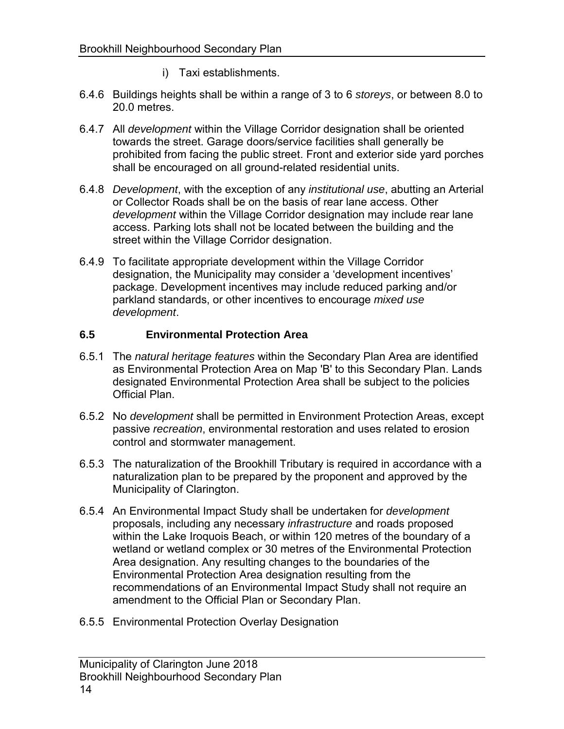i) Taxi establishments.

6.4.6 Buildings heights shall be within a range of 3 to 6 *storeys*, or between 8.0 to 20.0 metres.

6.4.7 All *development* within the Village Corridor designation shall be oriented towards the street. Garage doors/service facilities shall generally be prohibited from facing the public street. Front and exterior side yard porches shall be encouraged on all ground-related residential units.

6.4.8 *Development*, with the exception of any *institutional use*, abutting an Arterial or Collector Roads shall be on the basis of rear lane access. Other *development* within the Village Corridor designation may include rear lane access. Parking lots shall not be located between the building and the street within the Village Corridor designation.

6.4.9 To facilitate appropriate development within the Village Corridor designation, the Municipality may consider a 'development incentives' package. Development incentives may include reduced parking and/or parkland standards, or other incentives to encourage *mixed use development*.

## 6.5 Environmental Protection Area

6.5.1 The *natural heritage features* within the Secondary Plan Area are identified as Environmental Protection Area on Map 'B' to this Secondary Plan. Lands designated Environmental Protection Area shall be subject to the policies Official Plan.

6.5.2 No *development* shall be permitted in Environment Protection Areas, except passive *recreation*, environmental restoration and uses related to erosion control and stormwater management.

6.5.3 The naturalization of the Brookhill Tributary is required in accordance with a naturalization plan to be prepared by the proponent and approved by the Municipality of Clarington.

6.5.4 An Environmental Impact Study shall be undertaken for *development* proposals, including any necessary *infrastructure* and roads proposed within the Lake Iroquois Beach, or within 120 metres of the boundary of a wetland or wetland complex or 30 metres of the Environmental Protection Area designation. Any resulting changes to the boundaries of the Environmental Protection Area designation resulting from the recommendations of an Environmental Impact Study shall not require an amendment to the Official Plan or Secondary Plan.

6.5.5 Environmental Protection Overlay Designation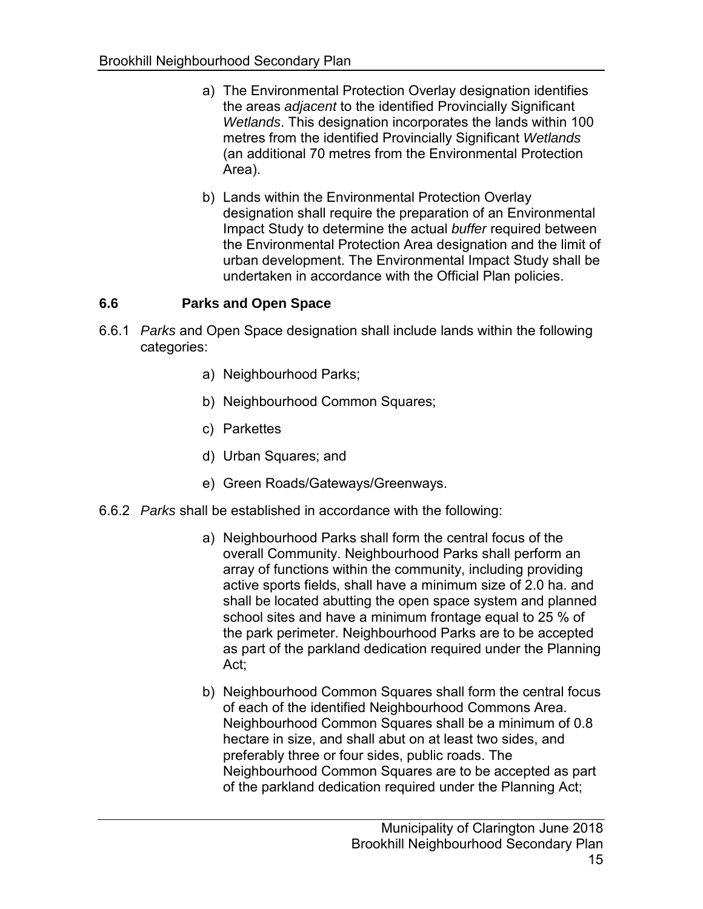a) The Environmental Protection Overlay designation identifies the areas *adjacent* to the identified Provincially Significant *Wetlands*. This designation incorporates the lands within 100 metres from the identified Provincially Significant *Wetlands* (an additional 70 metres from the Environmental Protection Area).

b) Lands within the Environmental Protection Overlay designation shall require the preparation of an Environmental Impact Study to determine the actual *buffer* required between the Environmental Protection Area designation and the limit of urban development. The Environmental Impact Study shall be undertaken in accordance with the Official Plan policies.

### 6.6 Parks and Open Space

6.6.1 *Parks* and Open Space designation shall include lands within the following categories:

a) Neighbourhood Parks;

b) Neighbourhood Common Squares;

c) Parkettes

d) Urban Squares; and

e) Green Roads/Gateways/Greenways.

6.6.2 *Parks* shall be established in accordance with the following:

a) Neighbourhood Parks shall form the central focus of the overall Community. Neighbourhood Parks shall perform an array of functions within the community, including providing active sports fields, shall have a minimum size of 2.0 ha. and shall be located abutting the open space system and planned school sites and have a minimum frontage equal to 25 % of the park perimeter. Neighbourhood Parks are to be accepted as part of the parkland dedication required under the Planning Act;

b) Neighbourhood Common Squares shall form the central focus of each of the identified Neighbourhood Commons Area. Neighbourhood Common Squares shall be a minimum of 0.8 hectare in size, and shall abut on at least two sides, and preferably three or four sides, public roads. The Neighbourhood Common Squares are to be accepted as part of the parkland dedication required under the Planning Act;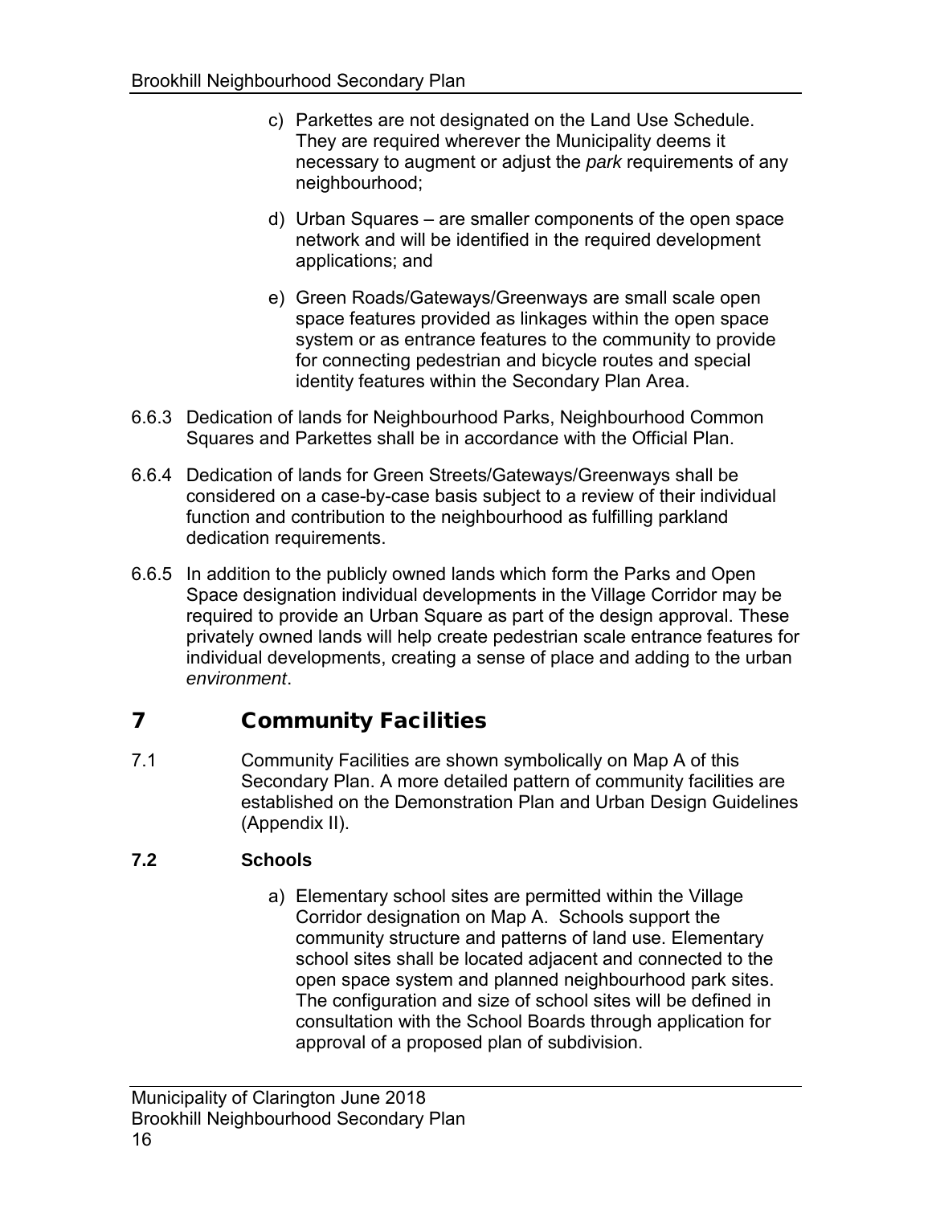c) Parkettes are not designated on the Land Use Schedule. They are required wherever the Municipality deems it necessary to augment or adjust the *park* requirements of any neighbourhood;

d) Urban Squares – are smaller components of the open space network and will be identified in the required development applications; and

e) Green Roads/Gateways/Greenways are small scale open space features provided as linkages within the open space system or as entrance features to the community to provide for connecting pedestrian and bicycle routes and special identity features within the Secondary Plan Area.

6.6.3 Dedication of lands for Neighbourhood Parks, Neighbourhood Common Squares and Parkettes shall be in accordance with the Official Plan.

6.6.4 Dedication of lands for Green Streets/Gateways/Greenways shall be considered on a case-by-case basis subject to a review of their individual function and contribution to the neighbourhood as fulfilling parkland dedication requirements.

6.6.5 In addition to the publicly owned lands which form the Parks and Open Space designation individual developments in the Village Corridor may be required to provide an Urban Square as part of the design approval. These privately owned lands will help create pedestrian scale entrance features for individual developments, creating a sense of place and adding to the urban *environment*.

# 7 Community Facilities

7.1 Community Facilities are shown symbolically on Map A of this Secondary Plan. A more detailed pattern of community facilities are established on the Demonstration Plan and Urban Design Guidelines (Appendix II).

### 7.2 Schools

a) Elementary school sites are permitted within the Village Corridor designation on Map A. Schools support the community structure and patterns of land use. Elementary school sites shall be located adjacent and connected to the open space system and planned neighbourhood park sites. The configuration and size of school sites will be defined in consultation with the School Boards through application for approval of a proposed plan of subdivision.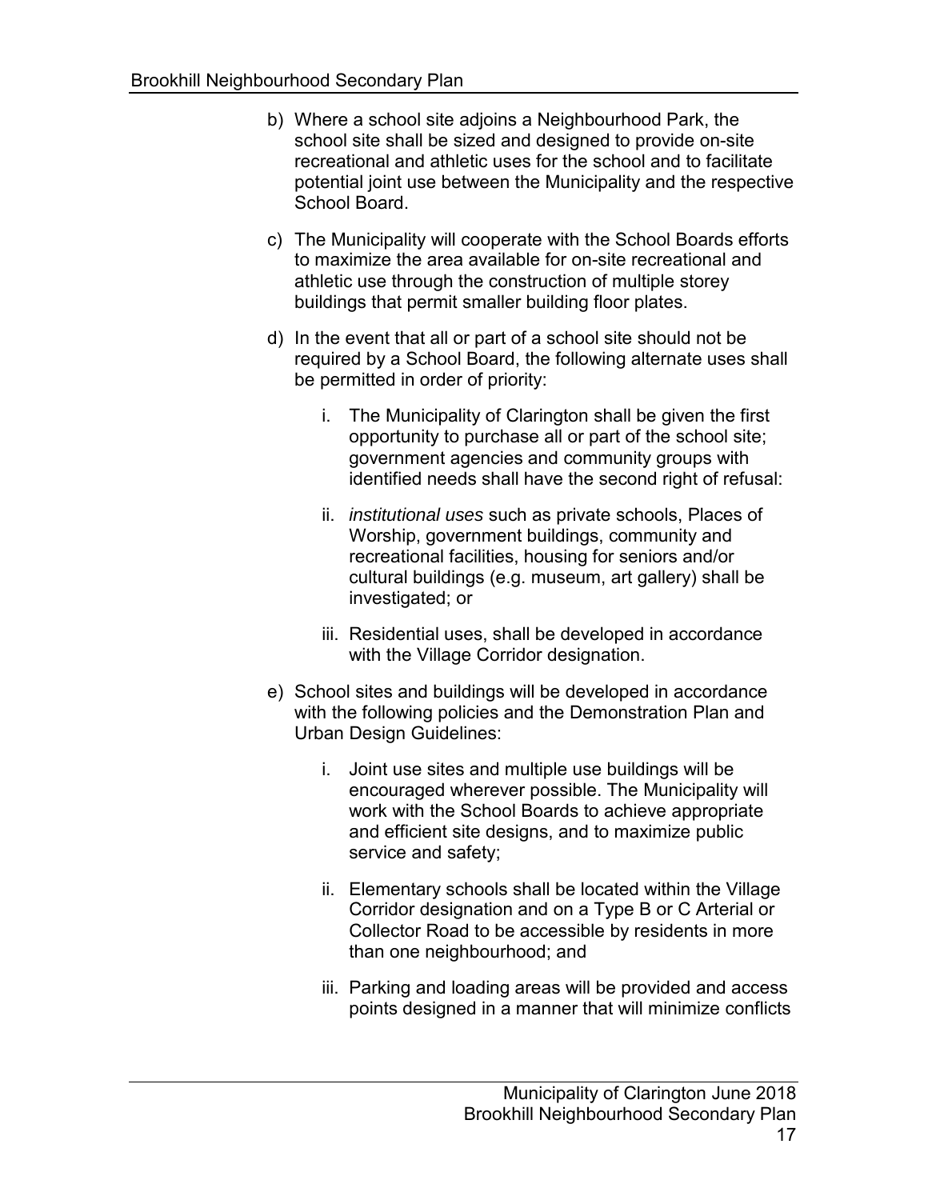b) Where a school site adjoins a Neighbourhood Park, the school site shall be sized and designed to provide on-site recreational and athletic uses for the school and to facilitate potential joint use between the Municipality and the respective School Board.

c) The Municipality will cooperate with the School Boards efforts to maximize the area available for on-site recreational and athletic use through the construction of multiple storey buildings that permit smaller building floor plates.

d) In the event that all or part of a school site should not be required by a School Board, the following alternate uses shall be permitted in order of priority:

   i. The Municipality of Clarington shall be given the first opportunity to purchase all or part of the school site; government agencies and community groups with identified needs shall have the second right of refusal:

   ii. *institutional uses* such as private schools, Places of Worship, government buildings, community and recreational facilities, housing for seniors and/or cultural buildings (e.g. museum, art gallery) shall be investigated; or

   iii. Residential uses, shall be developed in accordance with the Village Corridor designation.

e) School sites and buildings will be developed in accordance with the following policies and the Demonstration Plan and Urban Design Guidelines:

   i. Joint use sites and multiple use buildings will be encouraged wherever possible. The Municipality will work with the School Boards to achieve appropriate and efficient site designs, and to maximize public service and safety;

   ii. Elementary schools shall be located within the Village Corridor designation and on a Type B or C Arterial or Collector Road to be accessible by residents in more than one neighbourhood; and

   iii. Parking and loading areas will be provided and access points designed in a manner that will minimize conflicts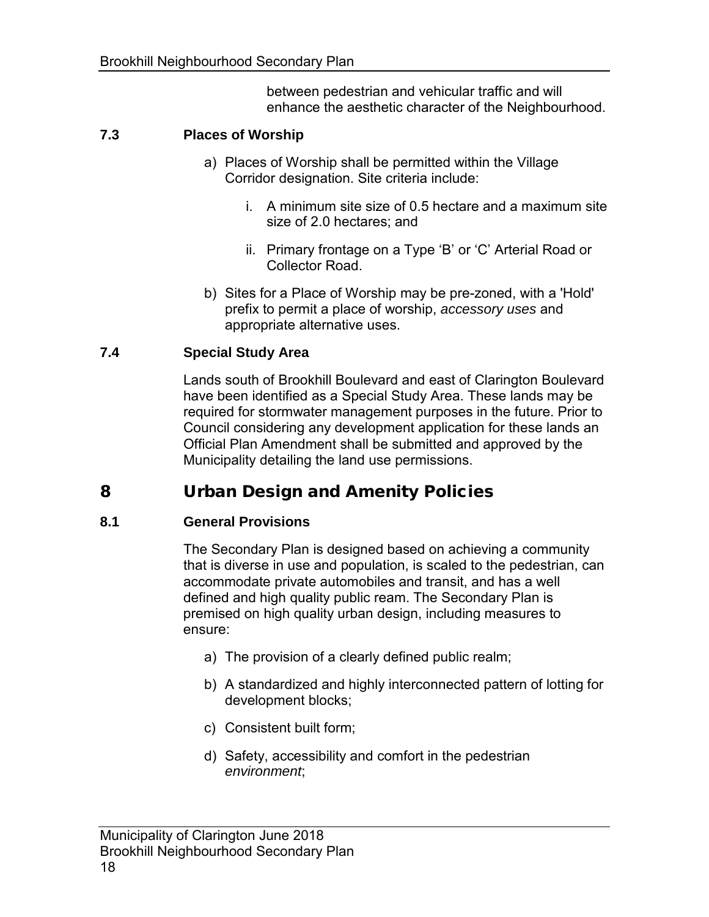between pedestrian and vehicular traffic and will enhance the aesthetic character of the Neighbourhood.

### 7.3 Places of Worship

a) Places of Worship shall be permitted within the Village Corridor designation. Site criteria include:

   i. A minimum site size of 0.5 hectare and a maximum site size of 2.0 hectares; and

   ii. Primary frontage on a Type ‘B’ or ‘C’ Arterial Road or Collector Road.

b) Sites for a Place of Worship may be pre-zoned, with a 'Hold' prefix to permit a place of worship, *accessory uses* and appropriate alternative uses.

### 7.4 Special Study Area

Lands south of Brookhill Boulevard and east of Clarington Boulevard have been identified as a Special Study Area. These lands may be required for stormwater management purposes in the future. Prior to Council considering any development application for these lands an Official Plan Amendment shall be submitted and approved by the Municipality detailing the land use permissions.

## 8 Urban Design and Amenity Policies

### 8.1 General Provisions

The Secondary Plan is designed based on achieving a community that is diverse in use and population, is scaled to the pedestrian, can accommodate private automobiles and transit, and has a well defined and high quality public ream. The Secondary Plan is premised on high quality urban design, including measures to ensure:

a) The provision of a clearly defined public realm;

b) A standardized and highly interconnected pattern of lotting for development blocks;

c) Consistent built form;

d) Safety, accessibility and comfort in the pedestrian *environment*;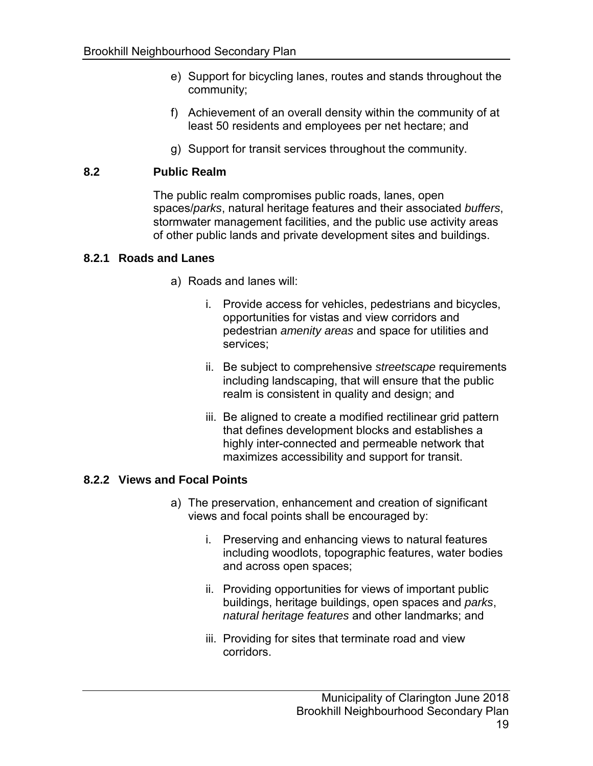e) Support for bicycling lanes, routes and stands throughout the community;

f) Achievement of an overall density within the community of at least 50 residents and employees per net hectare; and

g) Support for transit services throughout the community.

## 8.2 Public Realm

The public realm compromises public roads, lanes, open spaces/*parks*, natural heritage features and their associated *buffers*, stormwater management facilities, and the public use activity areas of other public lands and private development sites and buildings.

### 8.2.1 Roads and Lanes

a) Roads and lanes will:

   i. Provide access for vehicles, pedestrians and bicycles, opportunities for vistas and view corridors and pedestrian *amenity areas* and space for utilities and services;

   ii. Be subject to comprehensive *streetscape* requirements including landscaping, that will ensure that the public realm is consistent in quality and design; and

   iii. Be aligned to create a modified rectilinear grid pattern that defines development blocks and establishes a highly inter-connected and permeable network that maximizes accessibility and support for transit.

### 8.2.2 Views and Focal Points

a) The preservation, enhancement and creation of significant views and focal points shall be encouraged by:

   i. Preserving and enhancing views to natural features including woodlots, topographic features, water bodies and across open spaces;

   ii. Providing opportunities for views of important public buildings, heritage buildings, open spaces and *parks*, *natural heritage features* and other landmarks; and

   iii. Providing for sites that terminate road and view corridors.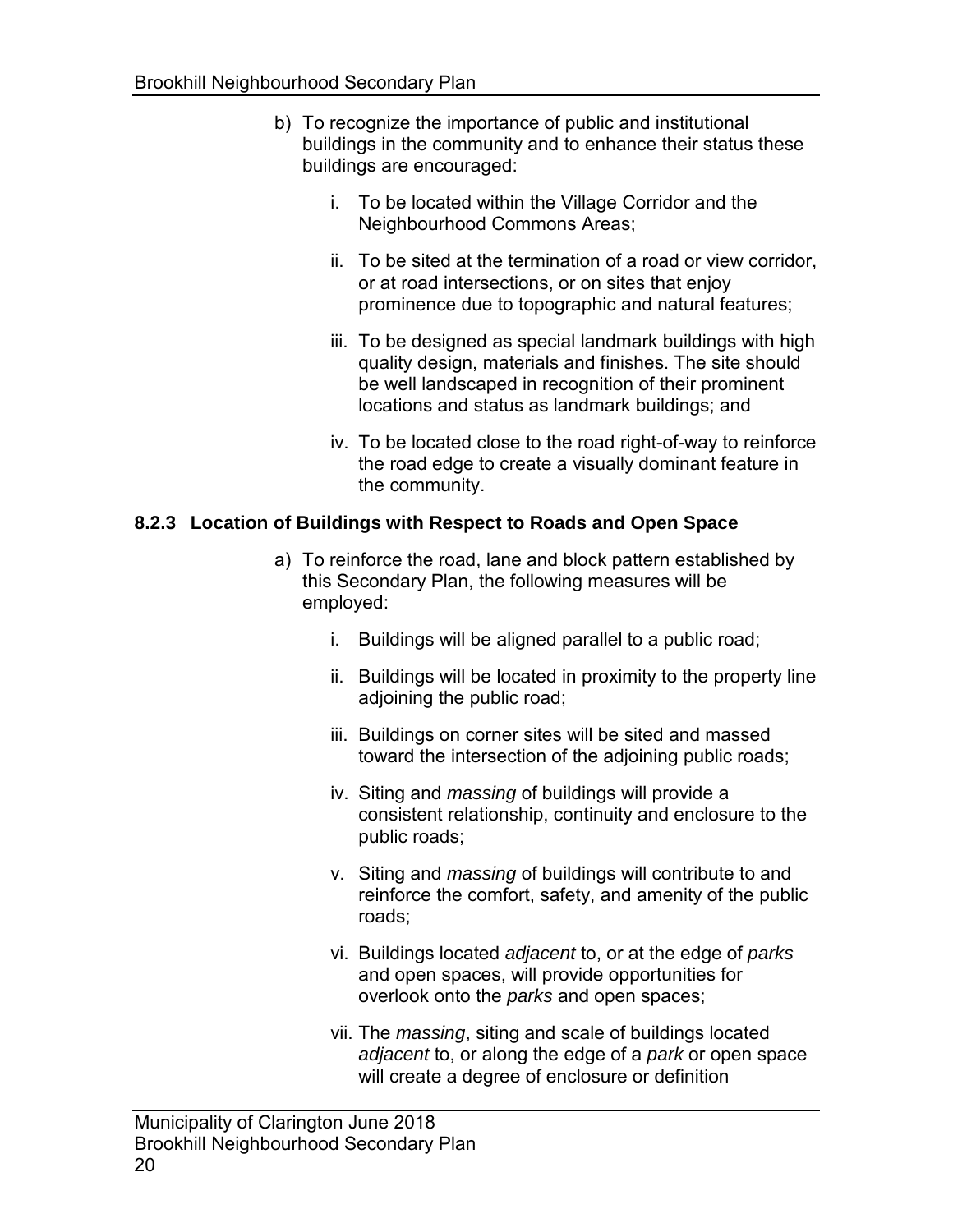b) To recognize the importance of public and institutional buildings in the community and to enhance their status these buildings are encouraged:

   i. To be located within the Village Corridor and the Neighbourhood Commons Areas;

   ii. To be sited at the termination of a road or view corridor, or at road intersections, or on sites that enjoy prominence due to topographic and natural features;

   iii. To be designed as special landmark buildings with high quality design, materials and finishes. The site should be well landscaped in recognition of their prominent locations and status as landmark buildings; and

   iv. To be located close to the road right-of-way to reinforce the road edge to create a visually dominant feature in the community.

### 8.2.3 Location of Buildings with Respect to Roads and Open Space

a) To reinforce the road, lane and block pattern established by this Secondary Plan, the following measures will be employed:

   i. Buildings will be aligned parallel to a public road;

   ii. Buildings will be located in proximity to the property line adjoining the public road;

   iii. Buildings on corner sites will be sited and massed toward the intersection of the adjoining public roads;

   iv. Siting and *massing* of buildings will provide a consistent relationship, continuity and enclosure to the public roads;

   v. Siting and *massing* of buildings will contribute to and reinforce the comfort, safety, and amenity of the public roads;

   vi. Buildings located *adjacent* to, or at the edge of *parks* and open spaces, will provide opportunities for overlook onto the *parks* and open spaces;

   vii. The *massing*, siting and scale of buildings located *adjacent* to, or along the edge of a *park* or open space will create a degree of enclosure or definition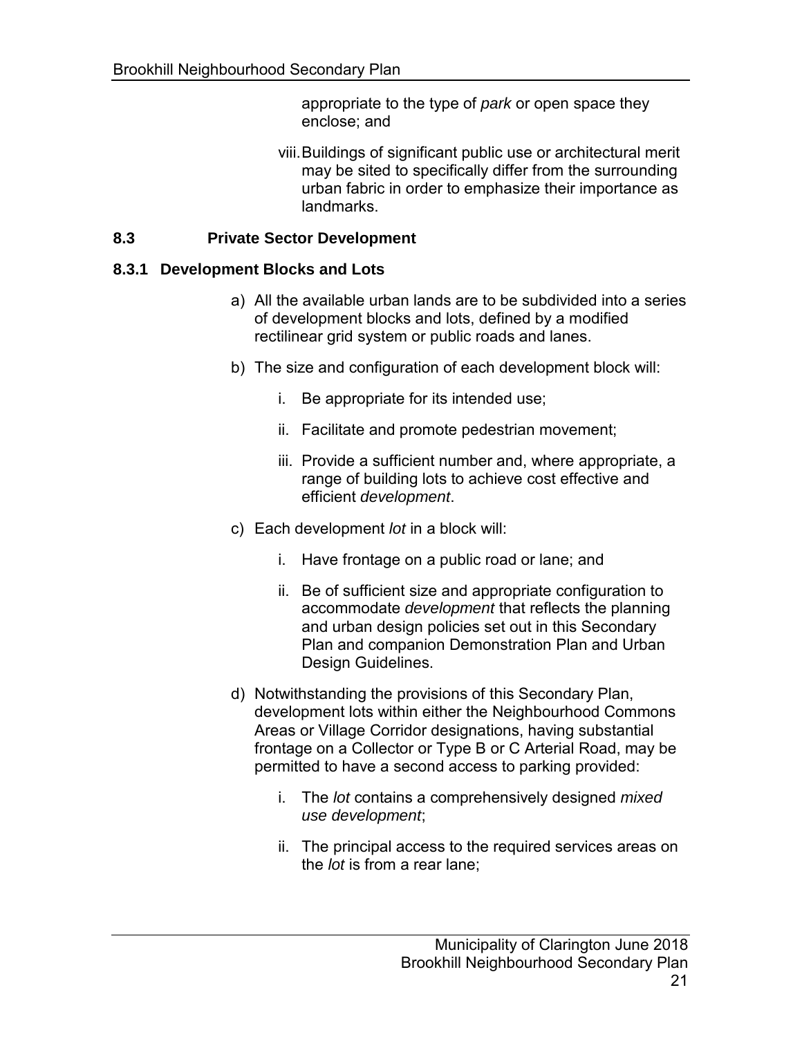appropriate to the type of *park* or open space they enclose; and

viii. Buildings of significant public use or architectural merit may be sited to specifically differ from the surrounding urban fabric in order to emphasize their importance as landmarks.

## 8.3 Private Sector Development

### 8.3.1 Development Blocks and Lots

a) All the available urban lands are to be subdivided into a series of development blocks and lots, defined by a modified rectilinear grid system or public roads and lanes.

b) The size and configuration of each development block will:

   i. Be appropriate for its intended use;

   ii. Facilitate and promote pedestrian movement;

   iii. Provide a sufficient number and, where appropriate, a range of building lots to achieve cost effective and efficient *development*.

c) Each development *lot* in a block will:

   i. Have frontage on a public road or lane; and

   ii. Be of sufficient size and appropriate configuration to accommodate *development* that reflects the planning and urban design policies set out in this Secondary Plan and companion Demonstration Plan and Urban Design Guidelines.

d) Notwithstanding the provisions of this Secondary Plan, development lots within either the Neighbourhood Commons Areas or Village Corridor designations, having substantial frontage on a Collector or Type B or C Arterial Road, may be permitted to have a second access to parking provided:

   i. The *lot* contains a comprehensively designed *mixed use development*;

   ii. The principal access to the required services areas on the *lot* is from a rear lane;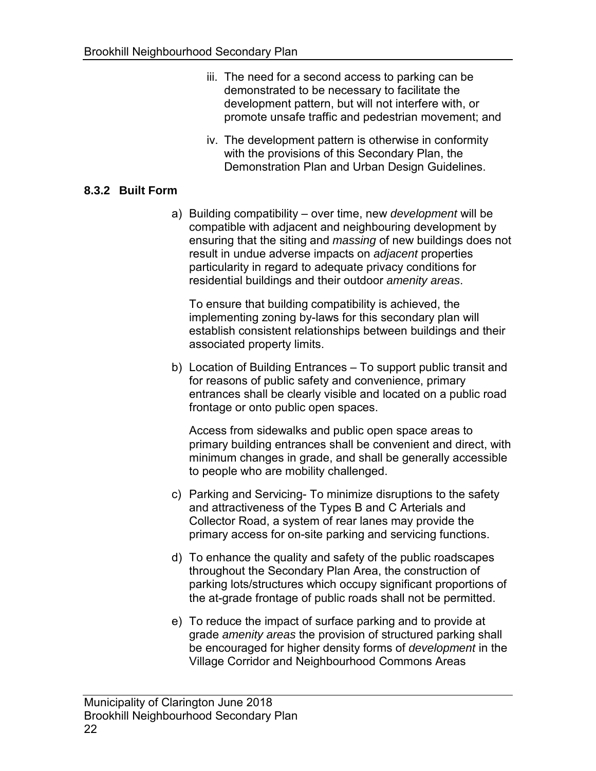iii. The need for a second access to parking can be demonstrated to be necessary to facilitate the development pattern, but will not interfere with, or promote unsafe traffic and pedestrian movement; and

iv. The development pattern is otherwise in conformity with the provisions of this Secondary Plan, the Demonstration Plan and Urban Design Guidelines.

### 8.3.2 Built Form

a) Building compatibility – over time, new *development* will be compatible with adjacent and neighbouring development by ensuring that the siting and *massing* of new buildings does not result in undue adverse impacts on *adjacent* properties particularity in regard to adequate privacy conditions for residential buildings and their outdoor *amenity areas*.

   To ensure that building compatibility is achieved, the implementing zoning by-laws for this secondary plan will establish consistent relationships between buildings and their associated property limits.

b) Location of Building Entrances – To support public transit and for reasons of public safety and convenience, primary entrances shall be clearly visible and located on a public road frontage or onto public open spaces.

   Access from sidewalks and public open space areas to primary building entrances shall be convenient and direct, with minimum changes in grade, and shall be generally accessible to people who are mobility challenged.

c) Parking and Servicing- To minimize disruptions to the safety and attractiveness of the Types B and C Arterials and Collector Road, a system of rear lanes may provide the primary access for on-site parking and servicing functions.

d) To enhance the quality and safety of the public roadscapes throughout the Secondary Plan Area, the construction of parking lots/structures which occupy significant proportions of the at-grade frontage of public roads shall not be permitted.

e) To reduce the impact of surface parking and to provide at grade *amenity areas* the provision of structured parking shall be encouraged for higher density forms of *development* in the Village Corridor and Neighbourhood Commons Areas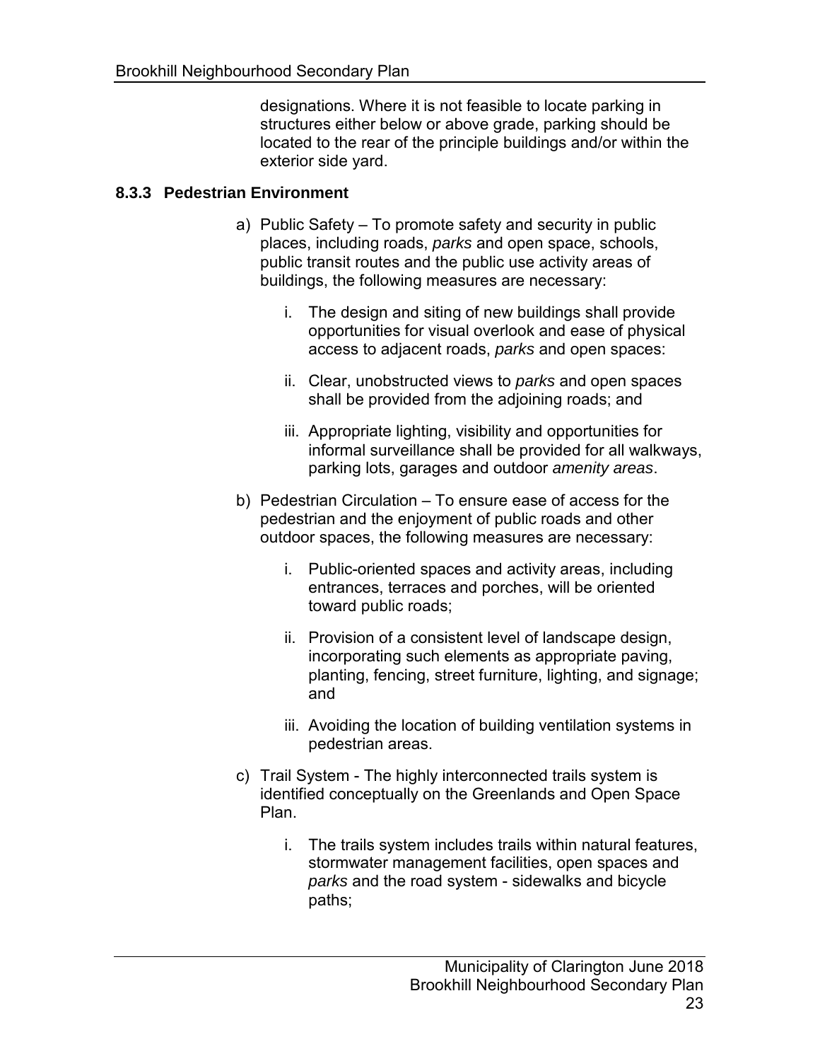designations. Where it is not feasible to locate parking in structures either below or above grade, parking should be located to the rear of the principle buildings and/or within the exterior side yard.

### 8.3.3 Pedestrian Environment

a) Public Safety – To promote safety and security in public places, including roads, *parks* and open space, schools, public transit routes and the public use activity areas of buildings, the following measures are necessary:

   i. The design and siting of new buildings shall provide opportunities for visual overlook and ease of physical access to adjacent roads, *parks* and open spaces:

   ii. Clear, unobstructed views to *parks* and open spaces shall be provided from the adjoining roads; and

   iii. Appropriate lighting, visibility and opportunities for informal surveillance shall be provided for all walkways, parking lots, garages and outdoor *amenity areas*.

b) Pedestrian Circulation – To ensure ease of access for the pedestrian and the enjoyment of public roads and other outdoor spaces, the following measures are necessary:

   i. Public-oriented spaces and activity areas, including entrances, terraces and porches, will be oriented toward public roads;

   ii. Provision of a consistent level of landscape design, incorporating such elements as appropriate paving, planting, fencing, street furniture, lighting, and signage; and

   iii. Avoiding the location of building ventilation systems in pedestrian areas.

c) Trail System - The highly interconnected trails system is identified conceptually on the Greenlands and Open Space Plan.

   i. The trails system includes trails within natural features, stormwater management facilities, open spaces and *parks* and the road system - sidewalks and bicycle paths;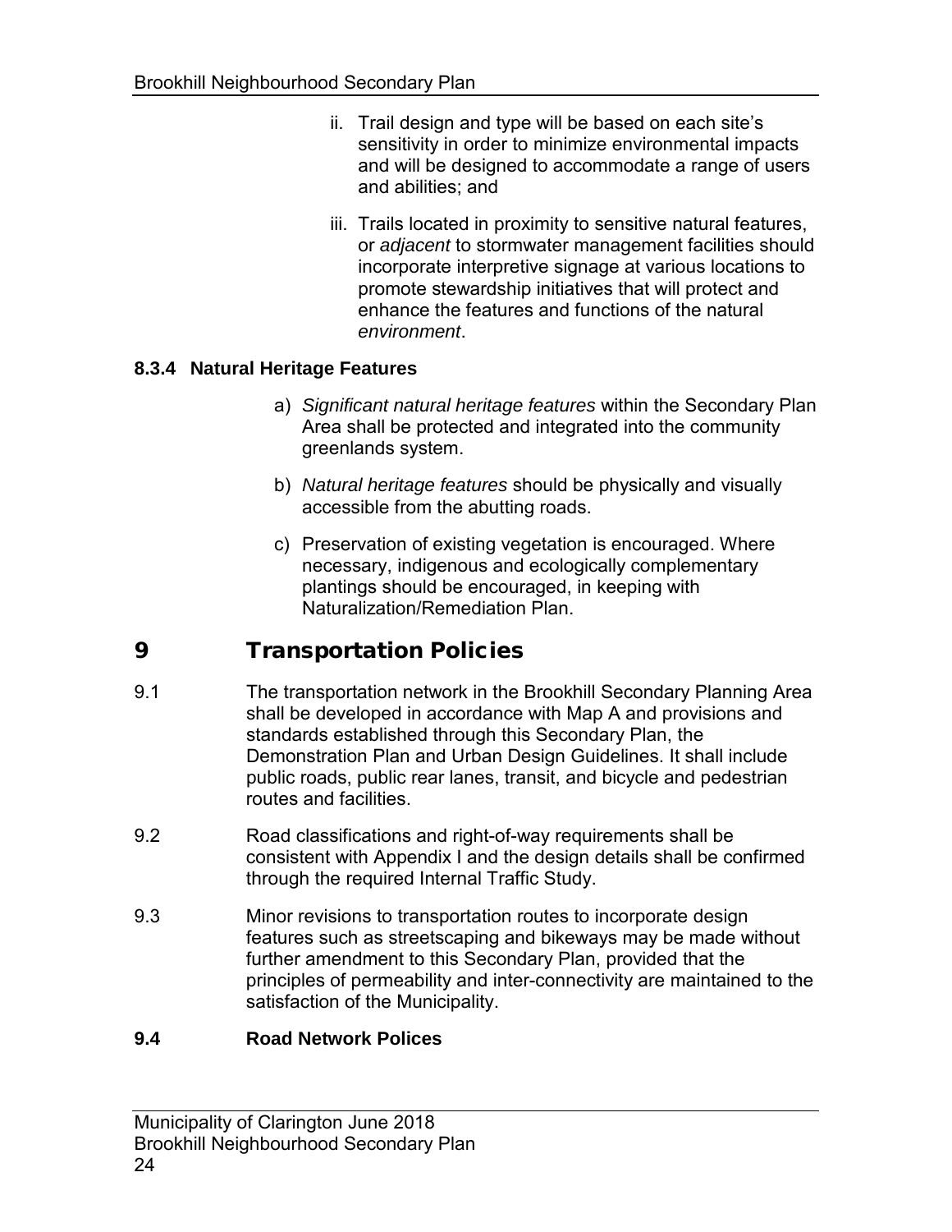ii. Trail design and type will be based on each site's sensitivity in order to minimize environmental impacts and will be designed to accommodate a range of users and abilities; and

iii. Trails located in proximity to sensitive natural features, or *adjacent* to stormwater management facilities should incorporate interpretive signage at various locations to promote stewardship initiatives that will protect and enhance the features and functions of the natural *environment*.

### 8.3.4 Natural Heritage Features

a) *Significant natural heritage features* within the Secondary Plan Area shall be protected and integrated into the community greenlands system.

b) *Natural heritage features* should be physically and visually accessible from the abutting roads.

c) Preservation of existing vegetation is encouraged. Where necessary, indigenous and ecologically complementary plantings should be encouraged, in keeping with Naturalization/Remediation Plan.

# 9 Transportation Policies

9.1 The transportation network in the Brookhill Secondary Planning Area shall be developed in accordance with Map A and provisions and standards established through this Secondary Plan, the Demonstration Plan and Urban Design Guidelines. It shall include public roads, public rear lanes, transit, and bicycle and pedestrian routes and facilities.

9.2 Road classifications and right-of-way requirements shall be consistent with Appendix I and the design details shall be confirmed through the required Internal Traffic Study.

9.3 Minor revisions to transportation routes to incorporate design features such as streetscaping and bikeways may be made without further amendment to this Secondary Plan, provided that the principles of permeability and inter-connectivity are maintained to the satisfaction of the Municipality.

### 9.4 Road Network Polices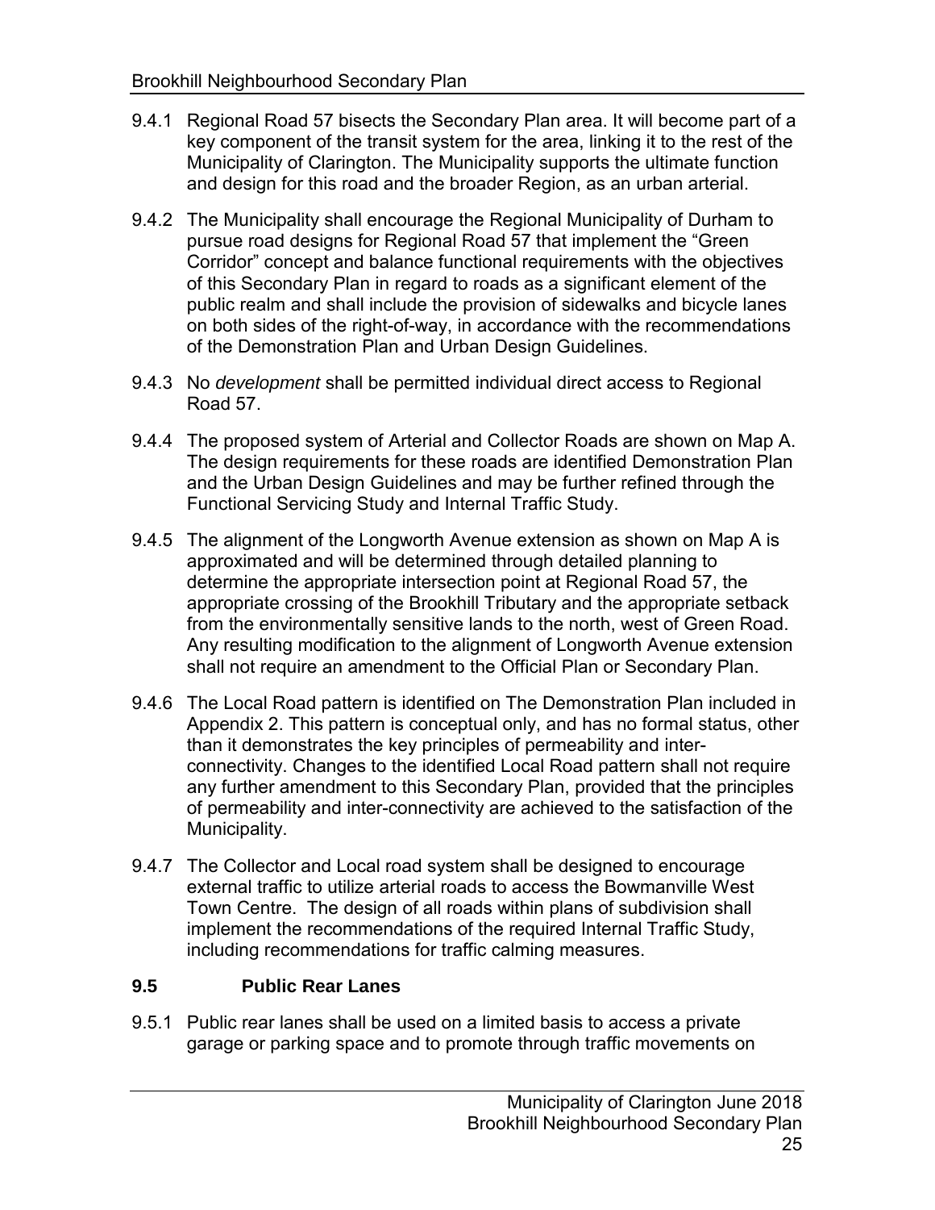9.4.1 Regional Road 57 bisects the Secondary Plan area. It will become part of a key component of the transit system for the area, linking it to the rest of the Municipality of Clarington. The Municipality supports the ultimate function and design for this road and the broader Region, as an urban arterial.

9.4.2 The Municipality shall encourage the Regional Municipality of Durham to pursue road designs for Regional Road 57 that implement the "Green Corridor" concept and balance functional requirements with the objectives of this Secondary Plan in regard to roads as a significant element of the public realm and shall include the provision of sidewalks and bicycle lanes on both sides of the right-of-way, in accordance with the recommendations of the Demonstration Plan and Urban Design Guidelines.

9.4.3 No *development* shall be permitted individual direct access to Regional Road 57.

9.4.4 The proposed system of Arterial and Collector Roads are shown on Map A. The design requirements for these roads are identified Demonstration Plan and the Urban Design Guidelines and may be further refined through the Functional Servicing Study and Internal Traffic Study.

9.4.5 The alignment of the Longworth Avenue extension as shown on Map A is approximated and will be determined through detailed planning to determine the appropriate intersection point at Regional Road 57, the appropriate crossing of the Brookhill Tributary and the appropriate setback from the environmentally sensitive lands to the north, west of Green Road. Any resulting modification to the alignment of Longworth Avenue extension shall not require an amendment to the Official Plan or Secondary Plan.

9.4.6 The Local Road pattern is identified on The Demonstration Plan included in Appendix 2. This pattern is conceptual only, and has no formal status, other than it demonstrates the key principles of permeability and inter-connectivity. Changes to the identified Local Road pattern shall not require any further amendment to this Secondary Plan, provided that the principles of permeability and inter-connectivity are achieved to the satisfaction of the Municipality.

9.4.7 The Collector and Local road system shall be designed to encourage external traffic to utilize arterial roads to access the Bowmanville West Town Centre. The design of all roads within plans of subdivision shall implement the recommendations of the required Internal Traffic Study, including recommendations for traffic calming measures.

### 9.5 Public Rear Lanes

9.5.1 Public rear lanes shall be used on a limited basis to access a private garage or parking space and to promote through traffic movements on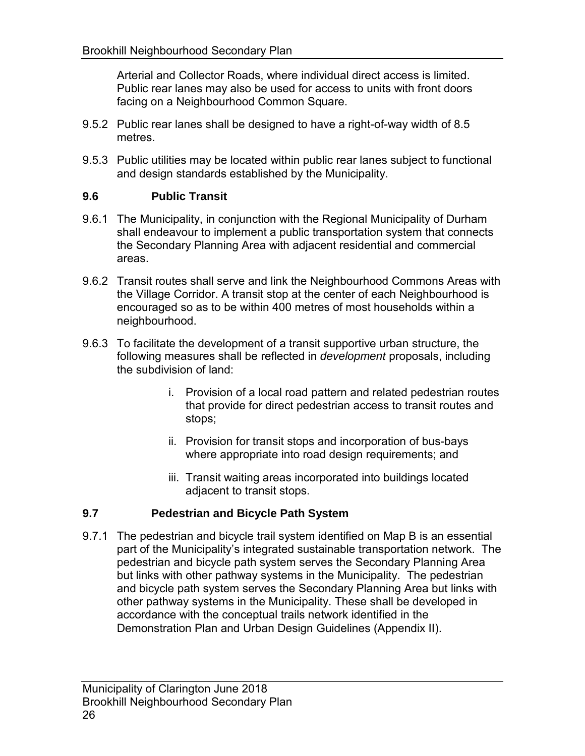Arterial and Collector Roads, where individual direct access is limited. Public rear lanes may also be used for access to units with front doors facing on a Neighbourhood Common Square.

9.5.2 Public rear lanes shall be designed to have a right-of-way width of 8.5 metres.

9.5.3 Public utilities may be located within public rear lanes subject to functional and design standards established by the Municipality.

### 9.6 Public Transit

9.6.1 The Municipality, in conjunction with the Regional Municipality of Durham shall endeavour to implement a public transportation system that connects the Secondary Planning Area with adjacent residential and commercial areas.

9.6.2 Transit routes shall serve and link the Neighbourhood Commons Areas with the Village Corridor. A transit stop at the center of each Neighbourhood is encouraged so as to be within 400 metres of most households within a neighbourhood.

9.6.3 To facilitate the development of a transit supportive urban structure, the following measures shall be reflected in *development* proposals, including the subdivision of land:

i. Provision of a local road pattern and related pedestrian routes that provide for direct pedestrian access to transit routes and stops;

ii. Provision for transit stops and incorporation of bus-bays where appropriate into road design requirements; and

iii. Transit waiting areas incorporated into buildings located adjacent to transit stops.

### 9.7 Pedestrian and Bicycle Path System

9.7.1 The pedestrian and bicycle trail system identified on Map B is an essential part of the Municipality's integrated sustainable transportation network. The pedestrian and bicycle path system serves the Secondary Planning Area but links with other pathway systems in the Municipality. The pedestrian and bicycle path system serves the Secondary Planning Area but links with other pathway systems in the Municipality. These shall be developed in accordance with the conceptual trails network identified in the Demonstration Plan and Urban Design Guidelines (Appendix II).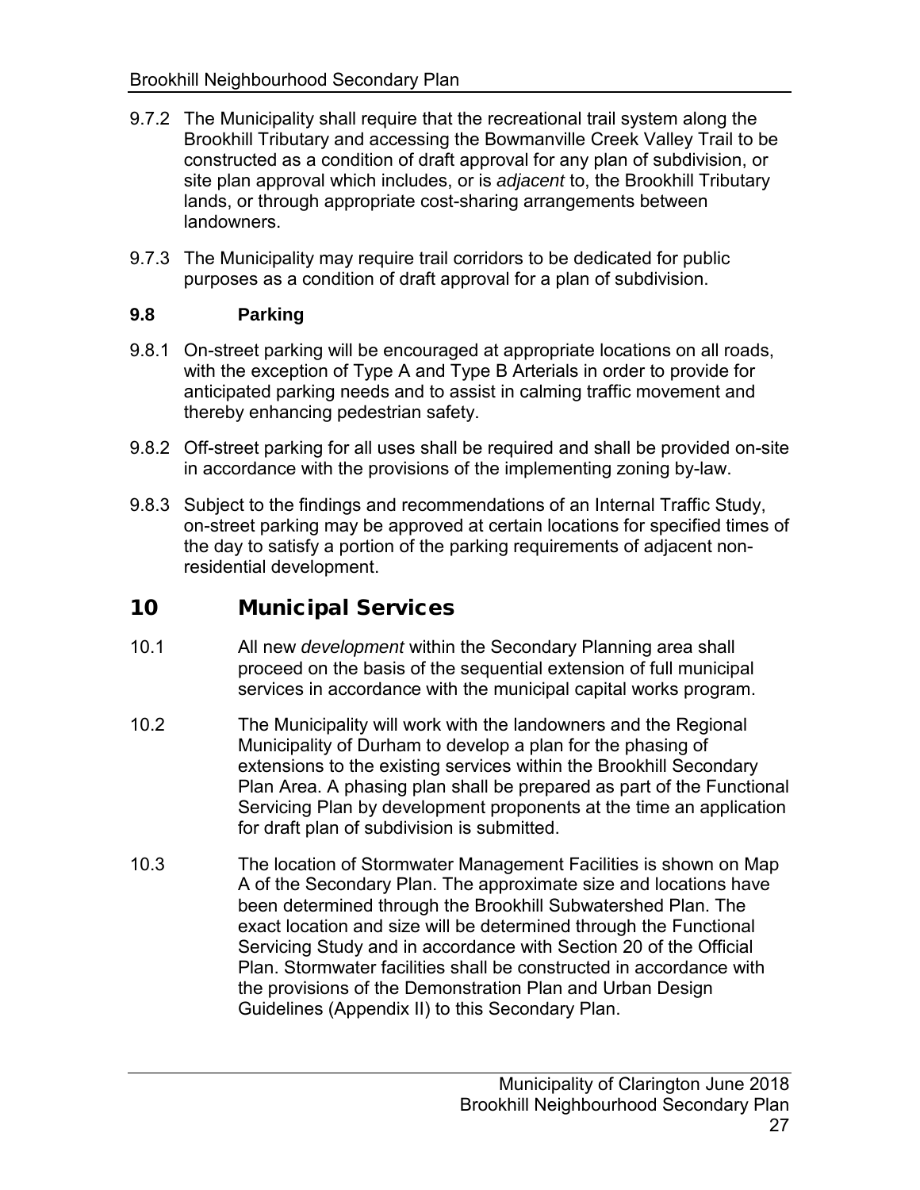9.7.2 The Municipality shall require that the recreational trail system along the Brookhill Tributary and accessing the Bowmanville Creek Valley Trail to be constructed as a condition of draft approval for any plan of subdivision, or site plan approval which includes, or is *adjacent* to, the Brookhill Tributary lands, or through appropriate cost-sharing arrangements between landowners.

9.7.3 The Municipality may require trail corridors to be dedicated for public purposes as a condition of draft approval for a plan of subdivision.

### 9.8 Parking

9.8.1 On-street parking will be encouraged at appropriate locations on all roads, with the exception of Type A and Type B Arterials in order to provide for anticipated parking needs and to assist in calming traffic movement and thereby enhancing pedestrian safety.

9.8.2 Off-street parking for all uses shall be required and shall be provided on-site in accordance with the provisions of the implementing zoning by-law.

9.8.3 Subject to the findings and recommendations of an Internal Traffic Study, on-street parking may be approved at certain locations for specified times of the day to satisfy a portion of the parking requirements of adjacent non-residential development.

## 10 Municipal Services

10.1 All new *development* within the Secondary Planning area shall proceed on the basis of the sequential extension of full municipal services in accordance with the municipal capital works program.

10.2 The Municipality will work with the landowners and the Regional Municipality of Durham to develop a plan for the phasing of extensions to the existing services within the Brookhill Secondary Plan Area. A phasing plan shall be prepared as part of the Functional Servicing Plan by development proponents at the time an application for draft plan of subdivision is submitted.

10.3 The location of Stormwater Management Facilities is shown on Map A of the Secondary Plan. The approximate size and locations have been determined through the Brookhill Subwatershed Plan. The exact location and size will be determined through the Functional Servicing Study and in accordance with Section 20 of the Official Plan. Stormwater facilities shall be constructed in accordance with the provisions of the Demonstration Plan and Urban Design Guidelines (Appendix II) to this Secondary Plan.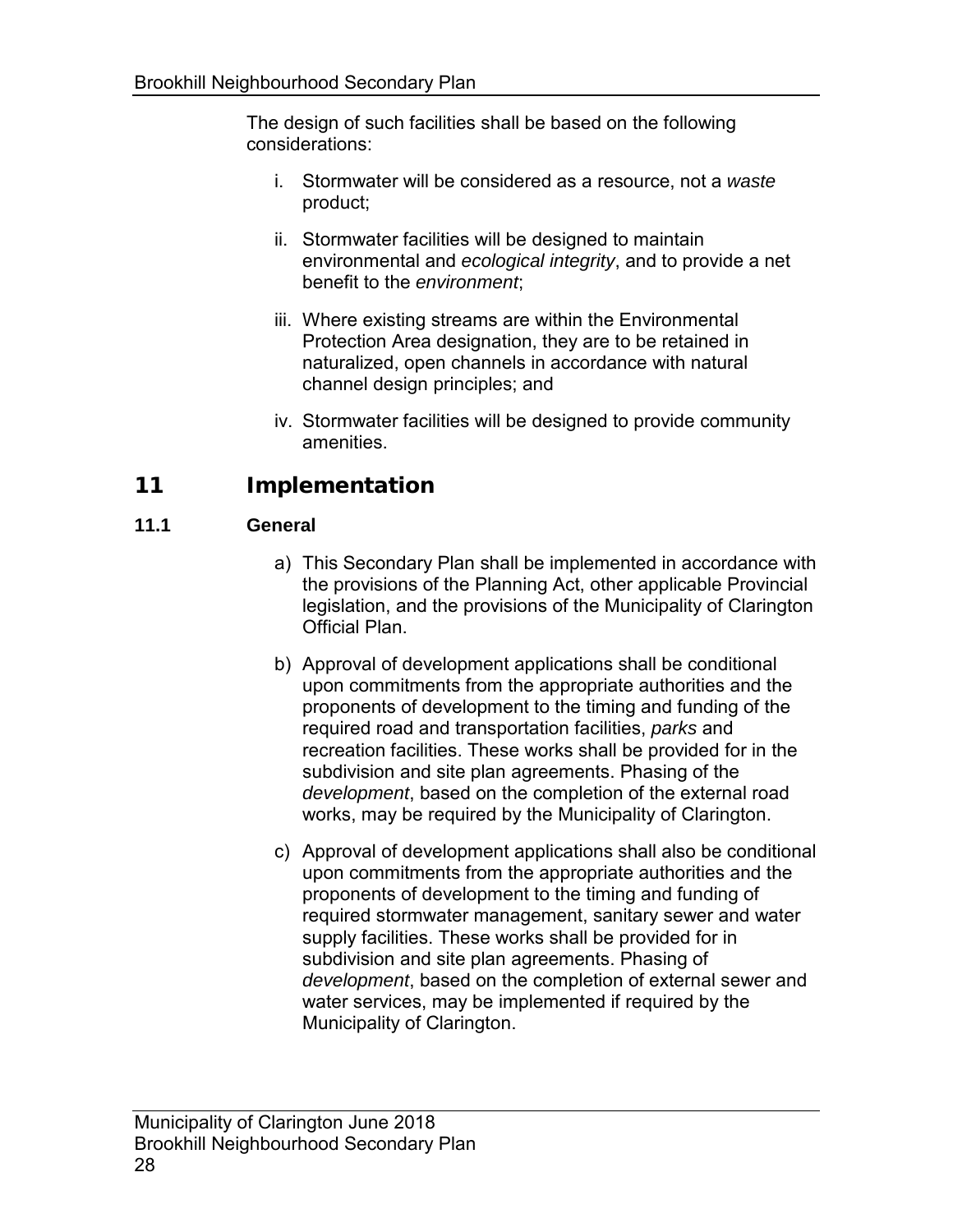The design of such facilities shall be based on the following considerations:

i. Stormwater will be considered as a resource, not a *waste* product;

ii. Stormwater facilities will be designed to maintain environmental and *ecological integrity*, and to provide a net benefit to the *environment*;

iii. Where existing streams are within the Environmental Protection Area designation, they are to be retained in naturalized, open channels in accordance with natural channel design principles; and

iv. Stormwater facilities will be designed to provide community amenities.

# 11 Implementation

## 11.1 General

a) This Secondary Plan shall be implemented in accordance with the provisions of the Planning Act, other applicable Provincial legislation, and the provisions of the Municipality of Clarington Official Plan.

b) Approval of development applications shall be conditional upon commitments from the appropriate authorities and the proponents of development to the timing and funding of the required road and transportation facilities, *parks* and recreation facilities. These works shall be provided for in the subdivision and site plan agreements. Phasing of the *development*, based on the completion of the external road works, may be required by the Municipality of Clarington.

c) Approval of development applications shall also be conditional upon commitments from the appropriate authorities and the proponents of development to the timing and funding of required stormwater management, sanitary sewer and water supply facilities. These works shall be provided for in subdivision and site plan agreements. Phasing of *development*, based on the completion of external sewer and water services, may be implemented if required by the Municipality of Clarington.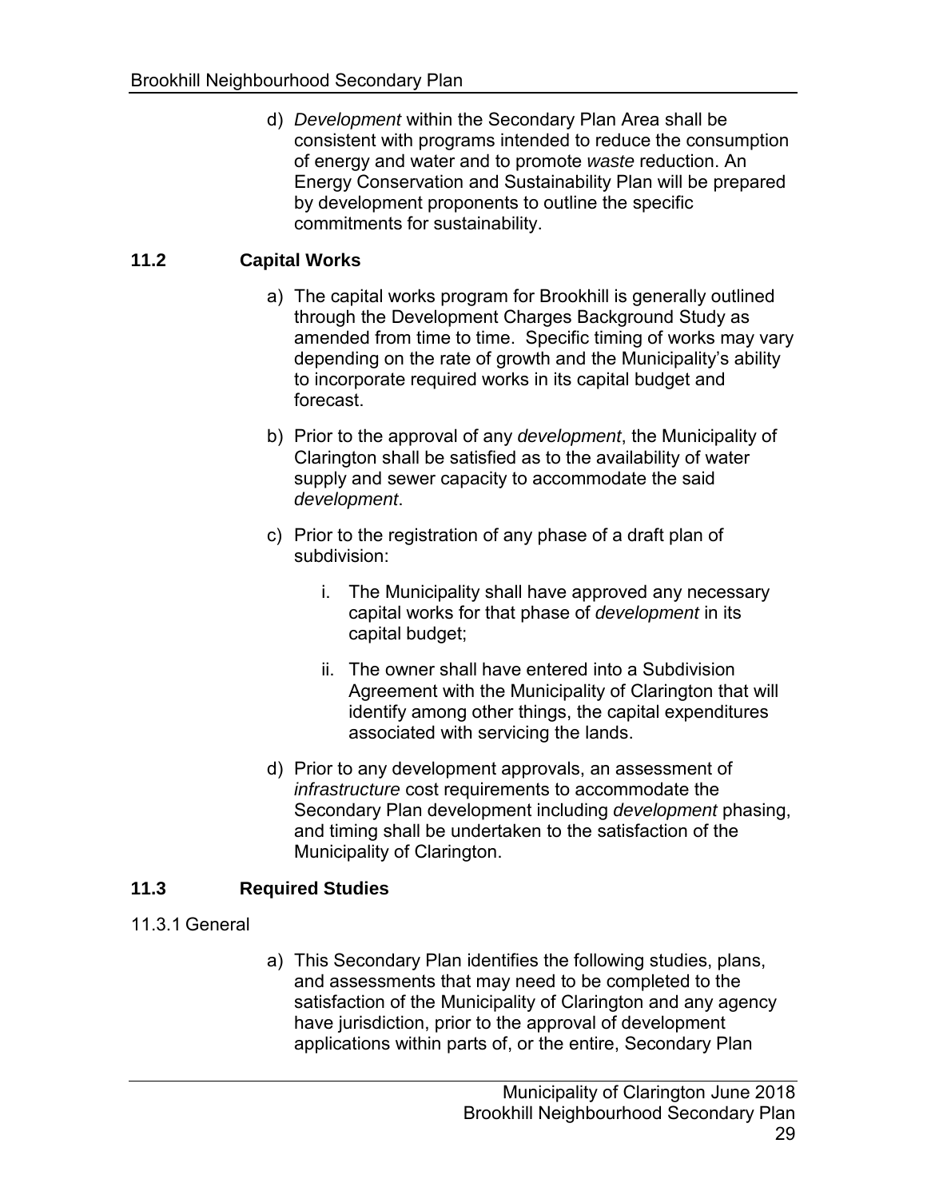d) *Development* within the Secondary Plan Area shall be consistent with programs intended to reduce the consumption of energy and water and to promote *waste* reduction. An Energy Conservation and Sustainability Plan will be prepared by development proponents to outline the specific commitments for sustainability.

## 11.2 Capital Works

a) The capital works program for Brookhill is generally outlined through the Development Charges Background Study as amended from time to time. Specific timing of works may vary depending on the rate of growth and the Municipality's ability to incorporate required works in its capital budget and forecast.

b) Prior to the approval of any *development*, the Municipality of Clarington shall be satisfied as to the availability of water supply and sewer capacity to accommodate the said *development*.

c) Prior to the registration of any phase of a draft plan of subdivision:

   i. The Municipality shall have approved any necessary capital works for that phase of *development* in its capital budget;

   ii. The owner shall have entered into a Subdivision Agreement with the Municipality of Clarington that will identify among other things, the capital expenditures associated with servicing the lands.

d) Prior to any development approvals, an assessment of *infrastructure* cost requirements to accommodate the Secondary Plan development including *development* phasing, and timing shall be undertaken to the satisfaction of the Municipality of Clarington.

## 11.3 Required Studies

11.3.1 General

a) This Secondary Plan identifies the following studies, plans, and assessments that may need to be completed to the satisfaction of the Municipality of Clarington and any agency have jurisdiction, prior to the approval of development applications within parts of, or the entire, Secondary Plan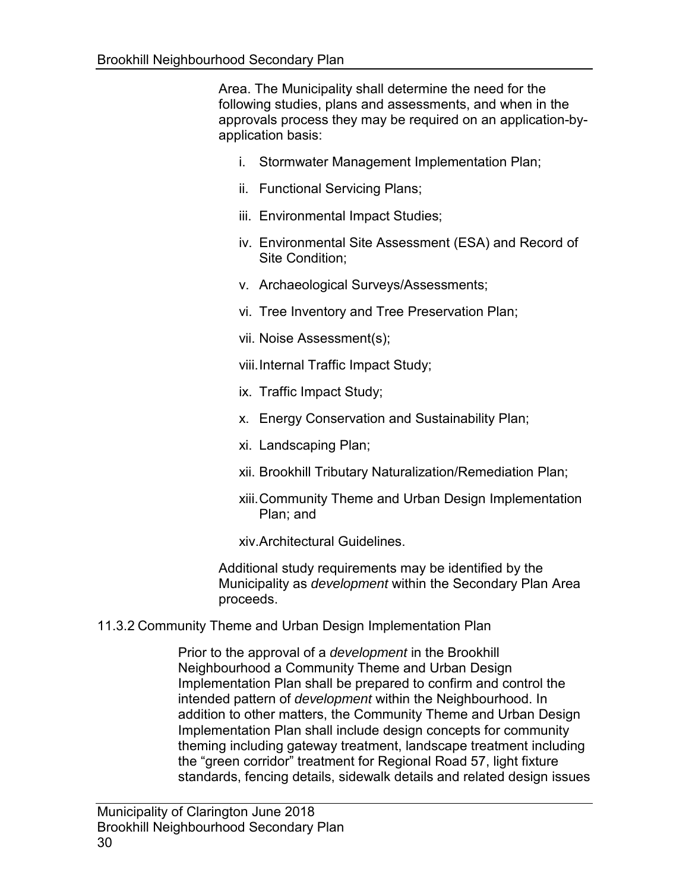Area. The Municipality shall determine the need for the following studies, plans and assessments, and when in the approvals process they may be required on an application-by-application basis:

i. Stormwater Management Implementation Plan;

ii. Functional Servicing Plans;

iii. Environmental Impact Studies;

iv. Environmental Site Assessment (ESA) and Record of Site Condition;

v. Archaeological Surveys/Assessments;

vi. Tree Inventory and Tree Preservation Plan;

vii. Noise Assessment(s);

viii. Internal Traffic Impact Study;

ix. Traffic Impact Study;

x. Energy Conservation and Sustainability Plan;

xi. Landscaping Plan;

xii. Brookhill Tributary Naturalization/Remediation Plan;

xiii. Community Theme and Urban Design Implementation Plan; and

xiv. Architectural Guidelines.

Additional study requirements may be identified by the Municipality as *development* within the Secondary Plan Area proceeds.

11.3.2 Community Theme and Urban Design Implementation Plan

Prior to the approval of a *development* in the Brookhill Neighbourhood a Community Theme and Urban Design Implementation Plan shall be prepared to confirm and control the intended pattern of *development* within the Neighbourhood. In addition to other matters, the Community Theme and Urban Design Implementation Plan shall include design concepts for community theming including gateway treatment, landscape treatment including the “green corridor” treatment for Regional Road 57, light fixture standards, fencing details, sidewalk details and related design issues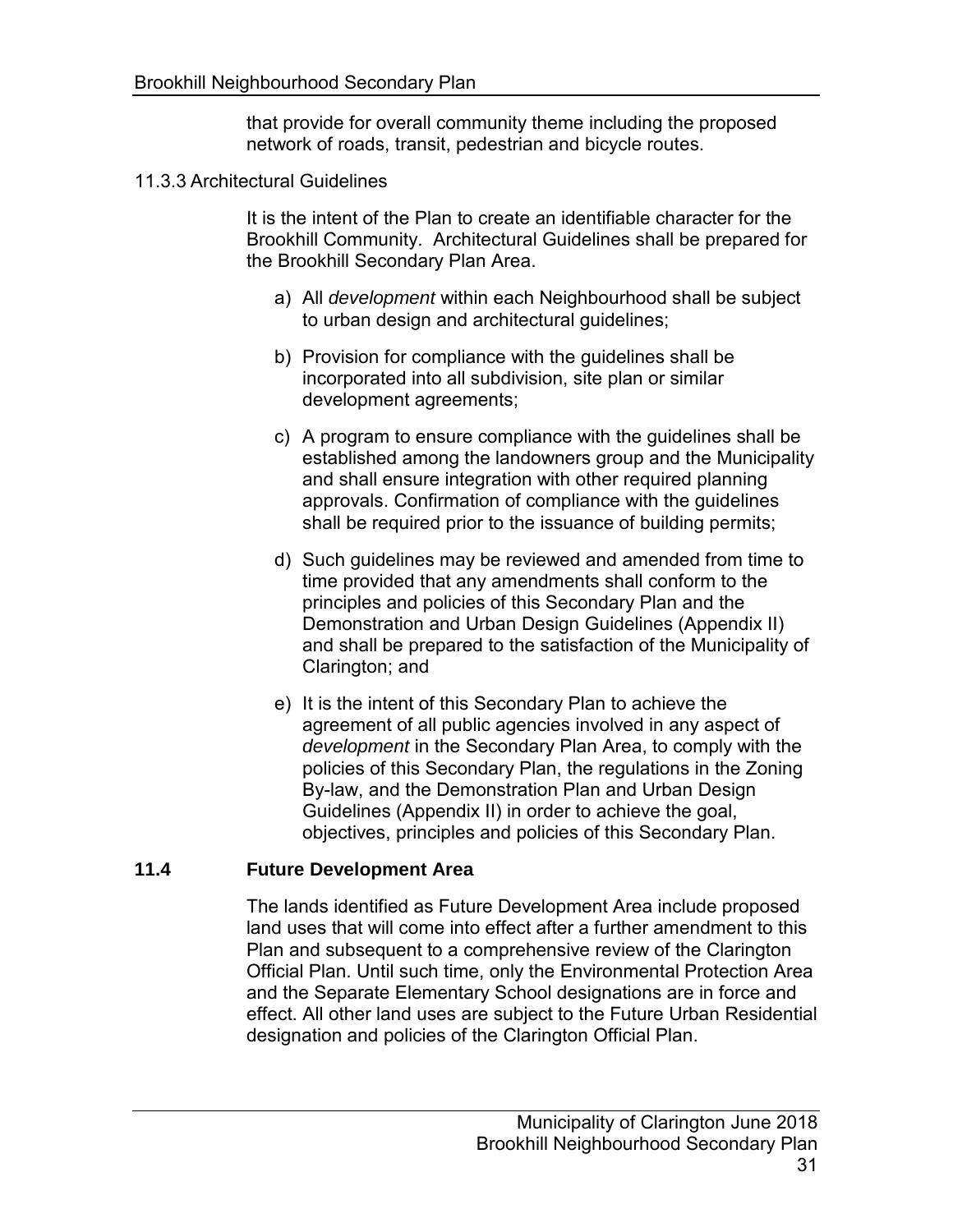that provide for overall community theme including the proposed network of roads, transit, pedestrian and bicycle routes.

### 11.3.3 Architectural Guidelines

It is the intent of the Plan to create an identifiable character for the Brookhill Community. Architectural Guidelines shall be prepared for the Brookhill Secondary Plan Area.

a) All *development* within each Neighbourhood shall be subject to urban design and architectural guidelines;

b) Provision for compliance with the guidelines shall be incorporated into all subdivision, site plan or similar development agreements;

c) A program to ensure compliance with the guidelines shall be established among the landowners group and the Municipality and shall ensure integration with other required planning approvals. Confirmation of compliance with the guidelines shall be required prior to the issuance of building permits;

d) Such guidelines may be reviewed and amended from time to time provided that any amendments shall conform to the principles and policies of this Secondary Plan and the Demonstration and Urban Design Guidelines (Appendix II) and shall be prepared to the satisfaction of the Municipality of Clarington; and

e) It is the intent of this Secondary Plan to achieve the agreement of all public agencies involved in any aspect of *development* in the Secondary Plan Area, to comply with the policies of this Secondary Plan, the regulations in the Zoning By-law, and the Demonstration Plan and Urban Design Guidelines (Appendix II) in order to achieve the goal, objectives, principles and policies of this Secondary Plan.

## 11.4 Future Development Area

The lands identified as Future Development Area include proposed land uses that will come into effect after a further amendment to this Plan and subsequent to a comprehensive review of the Clarington Official Plan. Until such time, only the Environmental Protection Area and the Separate Elementary School designations are in force and effect. All other land uses are subject to the Future Urban Residential designation and policies of the Clarington Official Plan.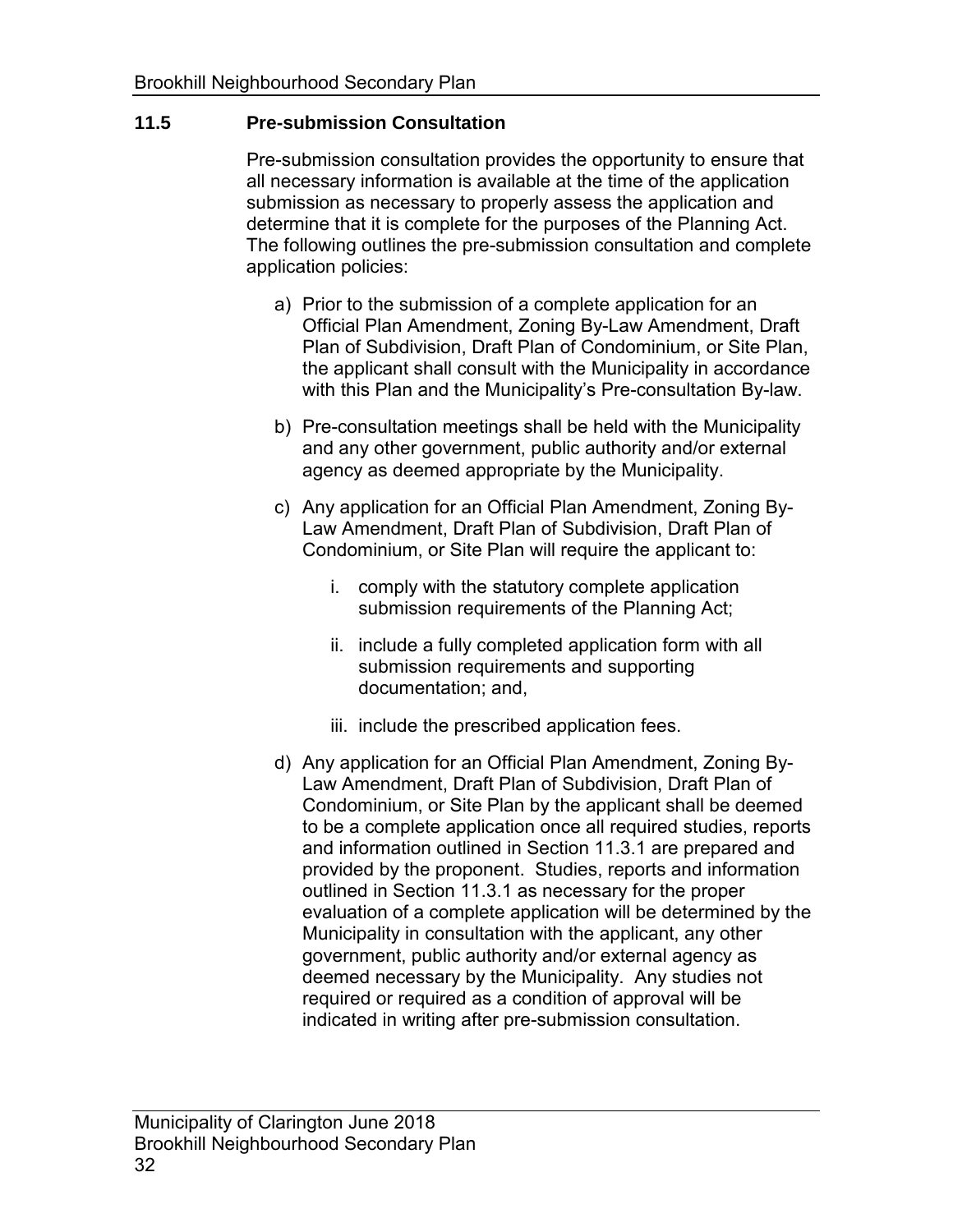## 11.5 Pre-submission Consultation

Pre-submission consultation provides the opportunity to ensure that all necessary information is available at the time of the application submission as necessary to properly assess the application and determine that it is complete for the purposes of the Planning Act. The following outlines the pre-submission consultation and complete application policies:

a) Prior to the submission of a complete application for an Official Plan Amendment, Zoning By-Law Amendment, Draft Plan of Subdivision, Draft Plan of Condominium, or Site Plan, the applicant shall consult with the Municipality in accordance with this Plan and the Municipality's Pre-consultation By-law.

b) Pre-consultation meetings shall be held with the Municipality and any other government, public authority and/or external agency as deemed appropriate by the Municipality.

c) Any application for an Official Plan Amendment, Zoning By-Law Amendment, Draft Plan of Subdivision, Draft Plan of Condominium, or Site Plan will require the applicant to:

   i. comply with the statutory complete application submission requirements of the Planning Act;

   ii. include a fully completed application form with all submission requirements and supporting documentation; and,

   iii. include the prescribed application fees.

d) Any application for an Official Plan Amendment, Zoning By-Law Amendment, Draft Plan of Subdivision, Draft Plan of Condominium, or Site Plan by the applicant shall be deemed to be a complete application once all required studies, reports and information outlined in Section 11.3.1 are prepared and provided by the proponent. Studies, reports and information outlined in Section 11.3.1 as necessary for the proper evaluation of a complete application will be determined by the Municipality in consultation with the applicant, any other government, public authority and/or external agency as deemed necessary by the Municipality. Any studies not required or required as a condition of approval will be indicated in writing after pre-submission consultation.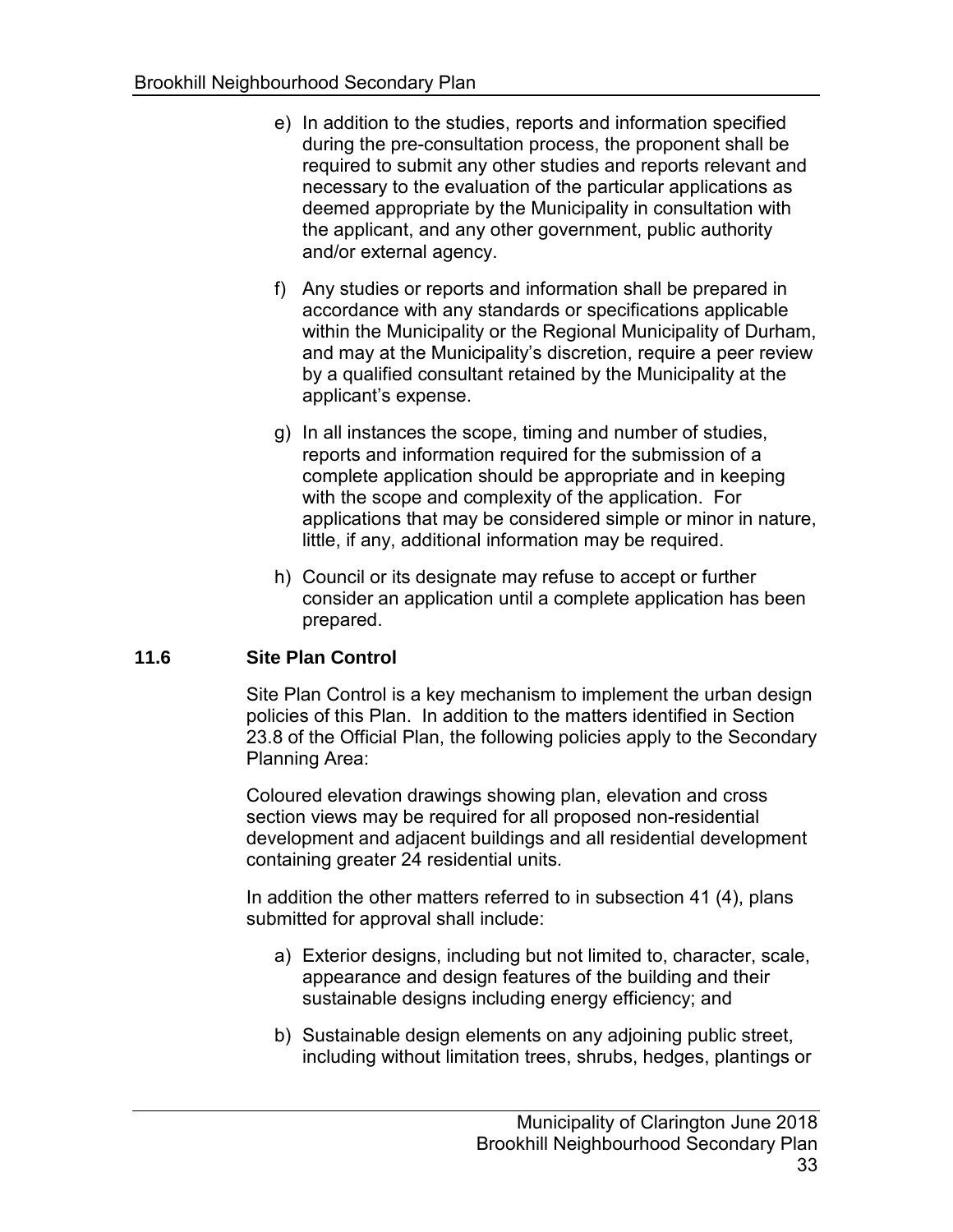e) In addition to the studies, reports and information specified during the pre-consultation process, the proponent shall be required to submit any other studies and reports relevant and necessary to the evaluation of the particular applications as deemed appropriate by the Municipality in consultation with the applicant, and any other government, public authority and/or external agency.

f) Any studies or reports and information shall be prepared in accordance with any standards or specifications applicable within the Municipality or the Regional Municipality of Durham, and may at the Municipality's discretion, require a peer review by a qualified consultant retained by the Municipality at the applicant's expense.

g) In all instances the scope, timing and number of studies, reports and information required for the submission of a complete application should be appropriate and in keeping with the scope and complexity of the application. For applications that may be considered simple or minor in nature, little, if any, additional information may be required.

h) Council or its designate may refuse to accept or further consider an application until a complete application has been prepared.

### 11.6 Site Plan Control

Site Plan Control is a key mechanism to implement the urban design policies of this Plan. In addition to the matters identified in Section 23.8 of the Official Plan, the following policies apply to the Secondary Planning Area:

Coloured elevation drawings showing plan, elevation and cross section views may be required for all proposed non-residential development and adjacent buildings and all residential development containing greater 24 residential units.

In addition the other matters referred to in subsection 41 (4), plans submitted for approval shall include:

a) Exterior designs, including but not limited to, character, scale, appearance and design features of the building and their sustainable designs including energy efficiency; and

b) Sustainable design elements on any adjoining public street, including without limitation trees, shrubs, hedges, plantings or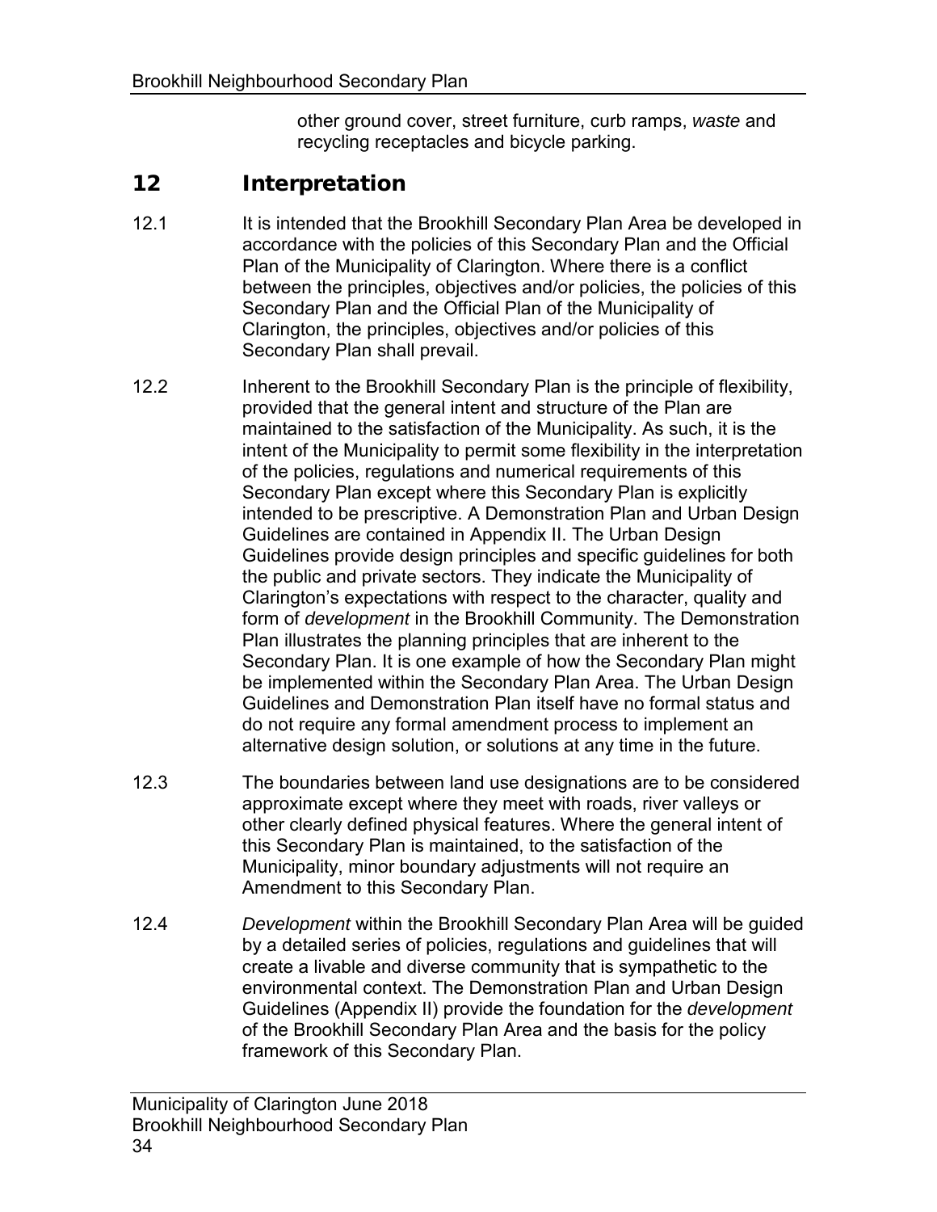other ground cover, street furniture, curb ramps, *waste* and recycling receptacles and bicycle parking.

## 12 Interpretation

12.1 It is intended that the Brookhill Secondary Plan Area be developed in accordance with the policies of this Secondary Plan and the Official Plan of the Municipality of Clarington. Where there is a conflict between the principles, objectives and/or policies, the policies of this Secondary Plan and the Official Plan of the Municipality of Clarington, the principles, objectives and/or policies of this Secondary Plan shall prevail.

12.2 Inherent to the Brookhill Secondary Plan is the principle of flexibility, provided that the general intent and structure of the Plan are maintained to the satisfaction of the Municipality. As such, it is the intent of the Municipality to permit some flexibility in the interpretation of the policies, regulations and numerical requirements of this Secondary Plan except where this Secondary Plan is explicitly intended to be prescriptive. A Demonstration Plan and Urban Design Guidelines are contained in Appendix II. The Urban Design Guidelines provide design principles and specific guidelines for both the public and private sectors. They indicate the Municipality of Clarington's expectations with respect to the character, quality and form of *development* in the Brookhill Community. The Demonstration Plan illustrates the planning principles that are inherent to the Secondary Plan. It is one example of how the Secondary Plan might be implemented within the Secondary Plan Area. The Urban Design Guidelines and Demonstration Plan itself have no formal status and do not require any formal amendment process to implement an alternative design solution, or solutions at any time in the future.

12.3 The boundaries between land use designations are to be considered approximate except where they meet with roads, river valleys or other clearly defined physical features. Where the general intent of this Secondary Plan is maintained, to the satisfaction of the Municipality, minor boundary adjustments will not require an Amendment to this Secondary Plan.

12.4 *Development* within the Brookhill Secondary Plan Area will be guided by a detailed series of policies, regulations and guidelines that will create a livable and diverse community that is sympathetic to the environmental context. The Demonstration Plan and Urban Design Guidelines (Appendix II) provide the foundation for the *development* of the Brookhill Secondary Plan Area and the basis for the policy framework of this Secondary Plan.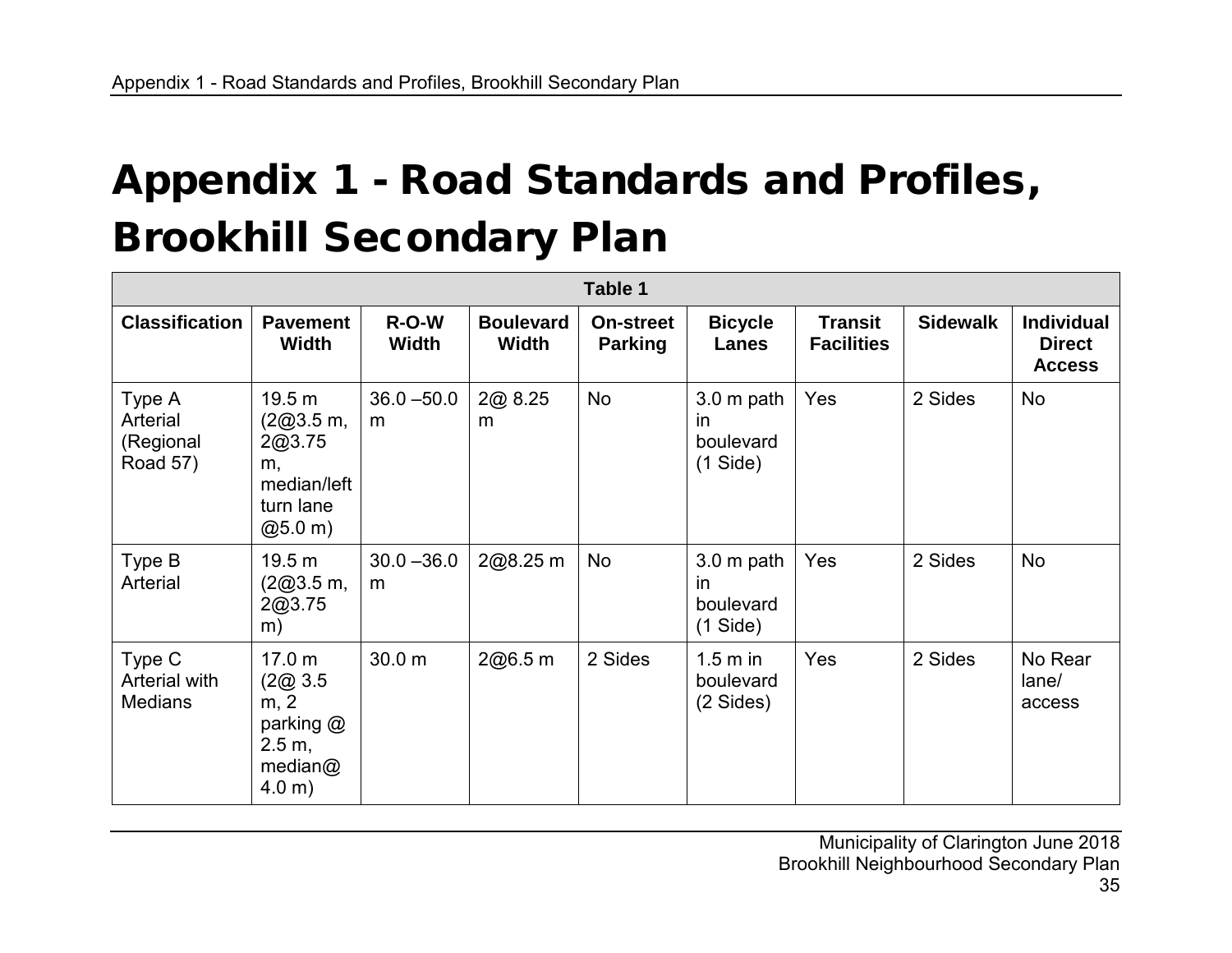# Appendix 1 - Road Standards and Profiles, Brookhill Secondary Plan

| Table 1 | | | | | | | | |
|---|---|---|---|---|---|---|---|---|
| **Classification** | **Pavement Width** | **R-O-W Width** | **Boulevard Width** | **On-street Parking** | **Bicycle Lanes** | **Transit Facilities** | **Sidewalk** | **Individual Direct Access** |
| Type A Arterial (Regional Road 57) | 19.5 m (2@3.5 m, 2@3.75 m, median/left turn lane @5.0 m) | 36.0 –50.0 m | 2@ 8.25 m | No | 3.0 m path in boulevard (1 Side) | Yes | 2 Sides | No |
| Type B Arterial | 19.5 m (2@3.5 m, 2@3.75 m) | 30.0 –36.0 m | 2@8.25 m | No | 3.0 m path in boulevard (1 Side) | Yes | 2 Sides | No |
| Type C Arterial with Medians | 17.0 m (2@ 3.5 m, 2 parking @ 2.5 m, median@ 4.0 m) | 30.0 m | 2@6.5 m | 2 Sides | 1.5 m in boulevard (2 Sides) | Yes | 2 Sides | No Rear lane/ access |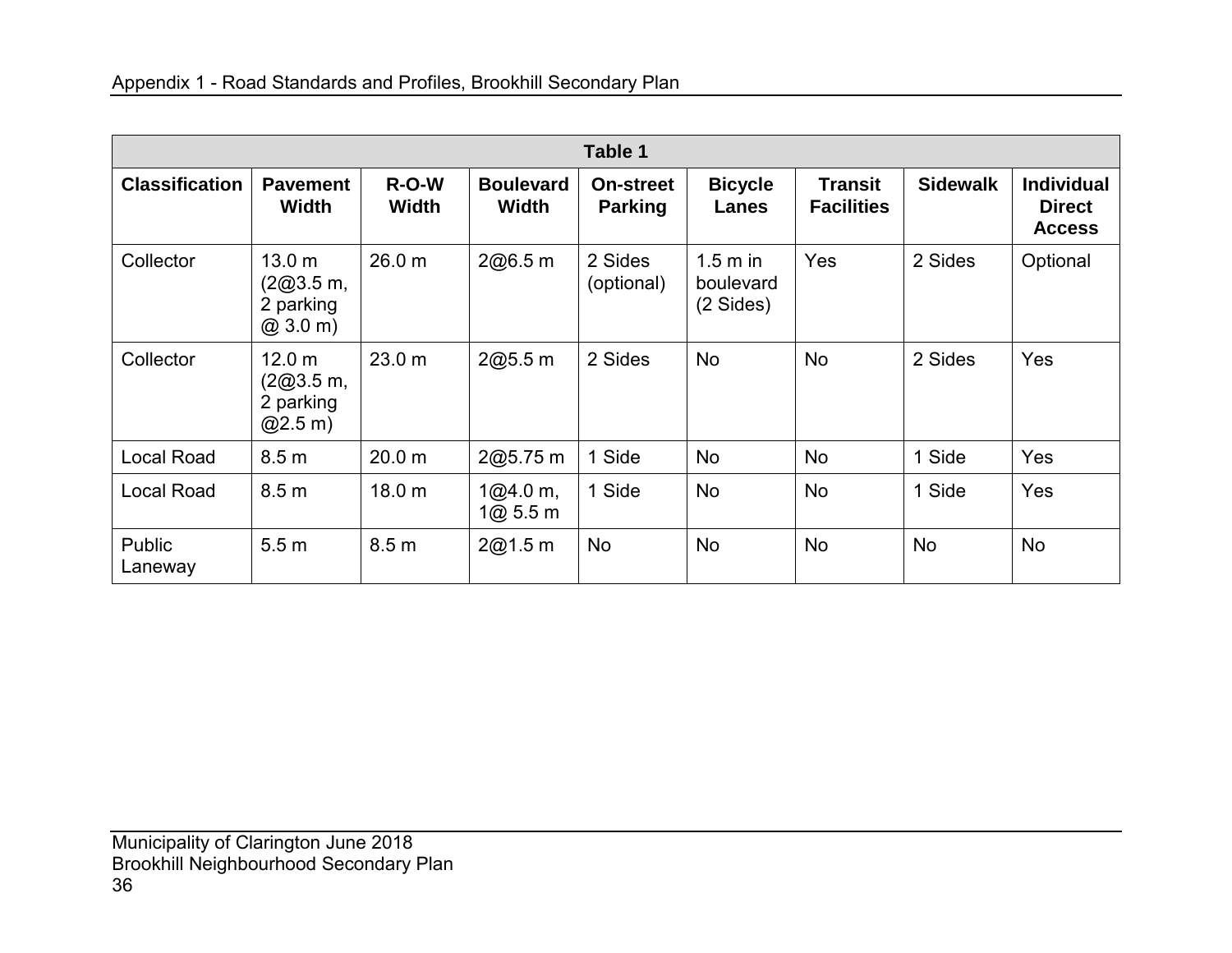Appendix 1 - Road Standards and Profiles, Brookhill Secondary Plan

| Table 1 | | | | | | | | |
|---|---|---|---|---|---|---|---|---|
| **Classification** | **Pavement Width** | **R-O-W Width** | **Boulevard Width** | **On-street Parking** | **Bicycle Lanes** | **Transit Facilities** | **Sidewalk** | **Individual Direct Access** |
| Collector | 13.0 m (2@3.5 m, 2 parking @ 3.0 m) | 26.0 m | 2@6.5 m | 2 Sides (optional) | 1.5 m in boulevard (2 Sides) | Yes | 2 Sides | Optional |
| Collector | 12.0 m (2@3.5 m, 2 parking @2.5 m) | 23.0 m | 2@5.5 m | 2 Sides | No | No | 2 Sides | Yes |
| Local Road | 8.5 m | 20.0 m | 2@5.75 m | 1 Side | No | No | 1 Side | Yes |
| Local Road | 8.5 m | 18.0 m | 1@4.0 m, 1@ 5.5 m | 1 Side | No | No | 1 Side | Yes |
| Public Laneway | 5.5 m | 8.5 m | 2@1.5 m | No | No | No | No | No |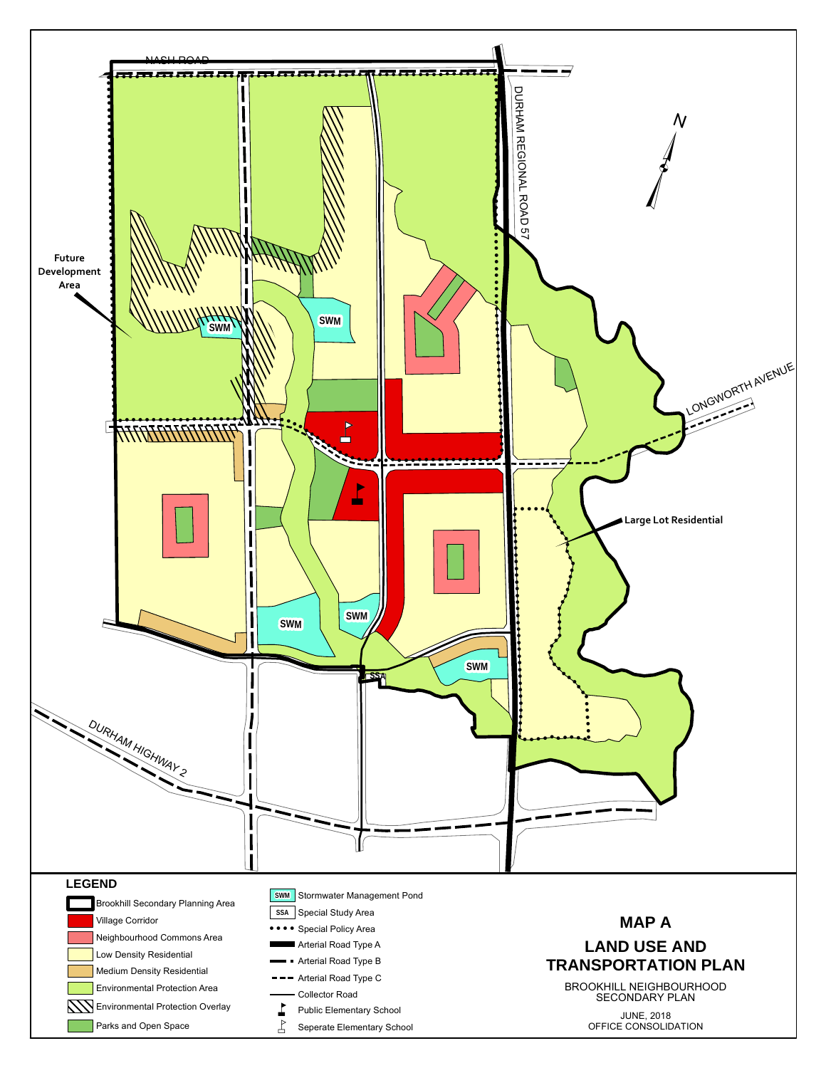# MAP A

## LAND USE AND TRANSPORTATION PLAN

BROOKHILL NEIGHBOURHOOD SECONDARY PLAN

JUNE, 2018
OFFICE CONSOLIDATION

NASH ROAD

DURHAM REGIONAL ROAD 57

LONGWORTH AVENUE

DURHAM HIGHWAY 2

N

Future Development Area

Large Lot Residential

SWM

SSA

**LEGEND**

- Brookhill Secondary Planning Area
- Village Corridor
- Neighbourhood Commons Area
- Low Density Residential
- Medium Density Residential
- Environmental Protection Area
- Environmental Protection Overlay
- Parks and Open Space
- SWM Stormwater Management Pond
- SSA Special Study Area
- Special Policy Area
- Arterial Road Type A
- Arterial Road Type B
- Arterial Road Type C
- Collector Road
- Public Elementary School
- Seperate Elementary School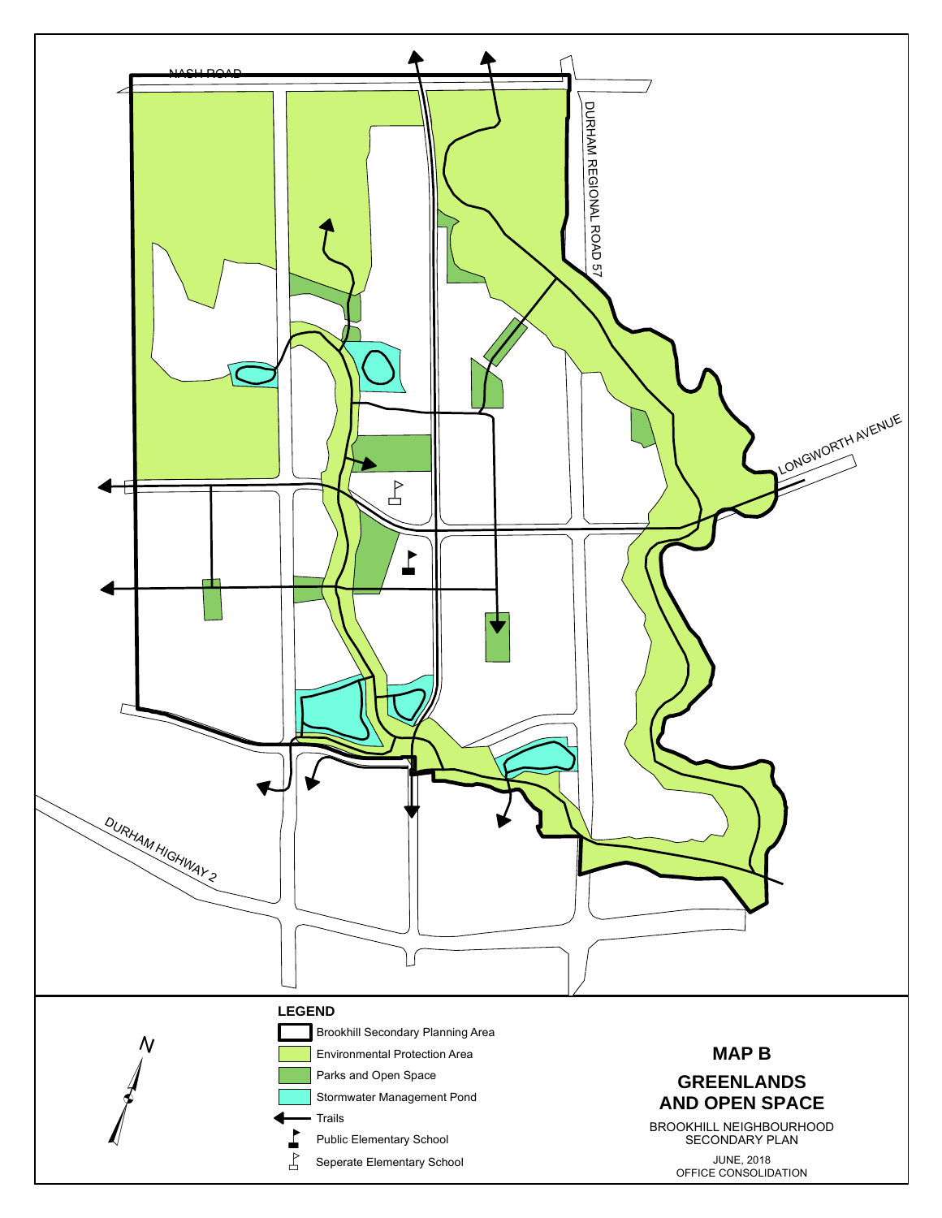NASH ROAD

DURHAM REGIONAL ROAD 57

LONGWORTH AVENUE

DURHAM HIGHWAY 2

N

**LEGEND**

Brookhill Secondary Planning Area

Environmental Protection Area

Parks and Open Space

Stormwater Management Pond

Trails

Public Elementary School

Seperate Elementary School

## MAP B

## GREENLANDS AND OPEN SPACE

BROOKHILL NEIGHBOURHOOD SECONDARY PLAN

JUNE, 2018
OFFICE CONSOLIDATION